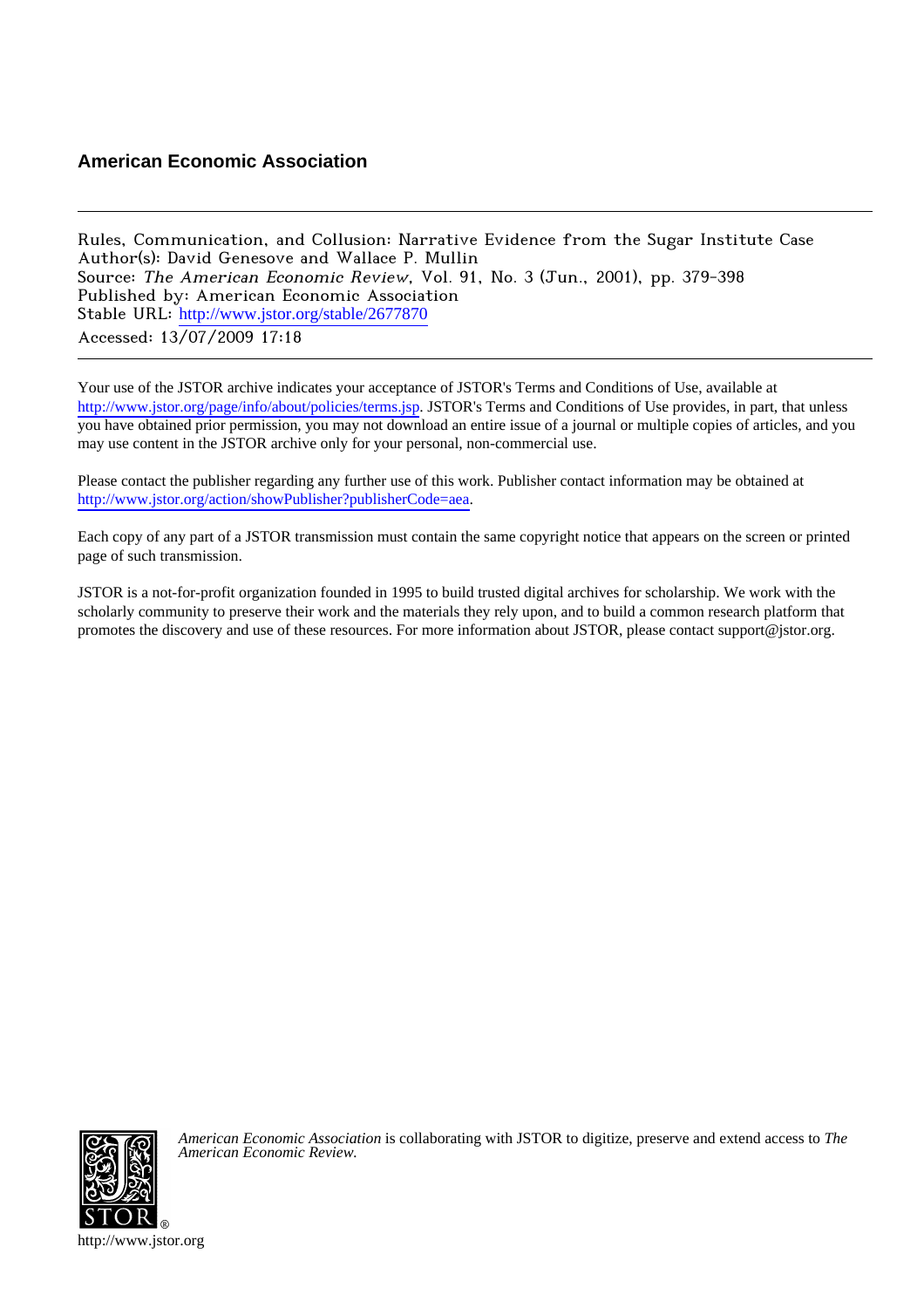**American Economic Association**

---

Rules, Communication, and Collusion: Narrative Evidence from the Sugar Institute Case
Author(s): David Genesove and Wallace P. Mullin
Source: *The American Economic Review*, Vol. 91, No. 3 (Jun., 2001), pp. 379-398
Published by: American Economic Association
Stable URL: http://www.jstor.org/stable/2677870
Accessed: 13/07/2009 17:18

---

Your use of the JSTOR archive indicates your acceptance of JSTOR's Terms and Conditions of Use, available at http://www.jstor.org/page/info/about/policies/terms.jsp. JSTOR's Terms and Conditions of Use provides, in part, that unless you have obtained prior permission, you may not download an entire issue of a journal or multiple copies of articles, and you may use content in the JSTOR archive only for your personal, non-commercial use.

Please contact the publisher regarding any further use of this work. Publisher contact information may be obtained at http://www.jstor.org/action/showPublisher?publisherCode=aea.

Each copy of any part of a JSTOR transmission must contain the same copyright notice that appears on the screen or printed page of such transmission.

JSTOR is a not-for-profit organization founded in 1995 to build trusted digital archives for scholarship. We work with the scholarly community to preserve their work and the materials they rely upon, and to build a common research platform that promotes the discovery and use of these resources. For more information about JSTOR, please contact support@jstor.org.

*American Economic Association* is collaborating with JSTOR to digitize, preserve and extend access to *The American Economic Review.*

http://www.jstor.org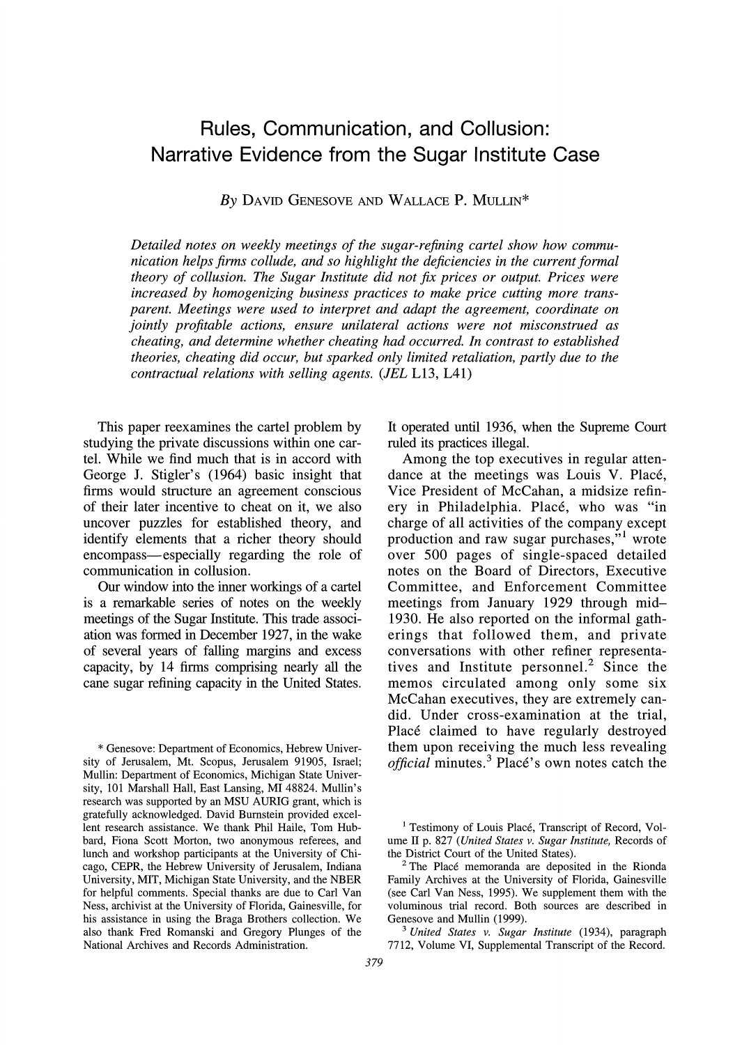# Rules, Communication, and Collusion: Narrative Evidence from the Sugar Institute Case

By David Genesove and Wallace P. Mullin*

*Detailed notes on weekly meetings of the sugar-refining cartel show how communication helps firms collude, and so highlight the deficiencies in the current formal theory of collusion. The Sugar Institute did not fix prices or output. Prices were increased by homogenizing business practices to make price cutting more transparent. Meetings were used to interpret and adapt the agreement, coordinate on jointly profitable actions, ensure unilateral actions were not misconstrued as cheating, and determine whether cheating had occurred. In contrast to established theories, cheating did occur, but sparked only limited retaliation, partly due to the contractual relations with selling agents.* (*JEL* L13, L41)

This paper reexamines the cartel problem by studying the private discussions within one cartel. While we find much that is in accord with George J. Stigler's (1964) basic insight that firms would structure an agreement conscious of their later incentive to cheat on it, we also uncover puzzles for established theory, and identify elements that a richer theory should encompass—especially regarding the role of communication in collusion.

Our window into the inner workings of a cartel is a remarkable series of notes on the weekly meetings of the Sugar Institute. This trade association was formed in December 1927, in the wake of several years of falling margins and excess capacity, by 14 firms comprising nearly all the cane sugar refining capacity in the United States. It operated until 1936, when the Supreme Court ruled its practices illegal.

Among the top executives in regular attendance at the meetings was Louis V. Placé, Vice President of McCahan, a midsize refinery in Philadelphia. Placé, who was "in charge of all activities of the company except production and raw sugar purchases,"[1] wrote over 500 pages of single-spaced detailed notes on the Board of Directors, Executive Committee, and Enforcement Committee meetings from January 1929 through mid-1930. He also reported on the informal gatherings that followed them, and private conversations with other refiner representatives and Institute personnel.[2] Since the memos circulated among only some six McCahan executives, they are extremely candid. Under cross-examination at the trial, Placé claimed to have regularly destroyed them upon receiving the much less revealing *official* minutes.[3] Placé's own notes catch the

\* Genesove: Department of Economics, Hebrew University of Jerusalem, Mt. Scopus, Jerusalem 91905, Israel; Mullin: Department of Economics, Michigan State University, 101 Marshall Hall, East Lansing, MI 48824. Mullin's research was supported by an MSU AURIG grant, which is gratefully acknowledged. David Burnstein provided excellent research assistance. We thank Phil Haile, Tom Hubbard, Fiona Scott Morton, two anonymous referees, and lunch and workshop participants at the University of Chicago, CEPR, the Hebrew University of Jerusalem, Indiana University, MIT, Michigan State University, and the NBER for helpful comments. Special thanks are due to Carl Van Ness, archivist at the University of Florida, Gainesville, for his assistance in using the Braga Brothers collection. We also thank Fred Romanski and Gregory Plunges of the National Archives and Records Administration.

[1] Testimony of Louis Placé, Transcript of Record, Volume II p. 827 (*United States v. Sugar Institute*, Records of the District Court of the United States).

[2] The Placé memoranda are deposited in the Rionda Family Archives at the University of Florida, Gainesville (see Carl Van Ness, 1995). We supplement them with the voluminous trial record. Both sources are described in Genesove and Mullin (1999).

[3] *United States v. Sugar Institute* (1934), paragraph 7712, Volume VI, Supplemental Transcript of the Record.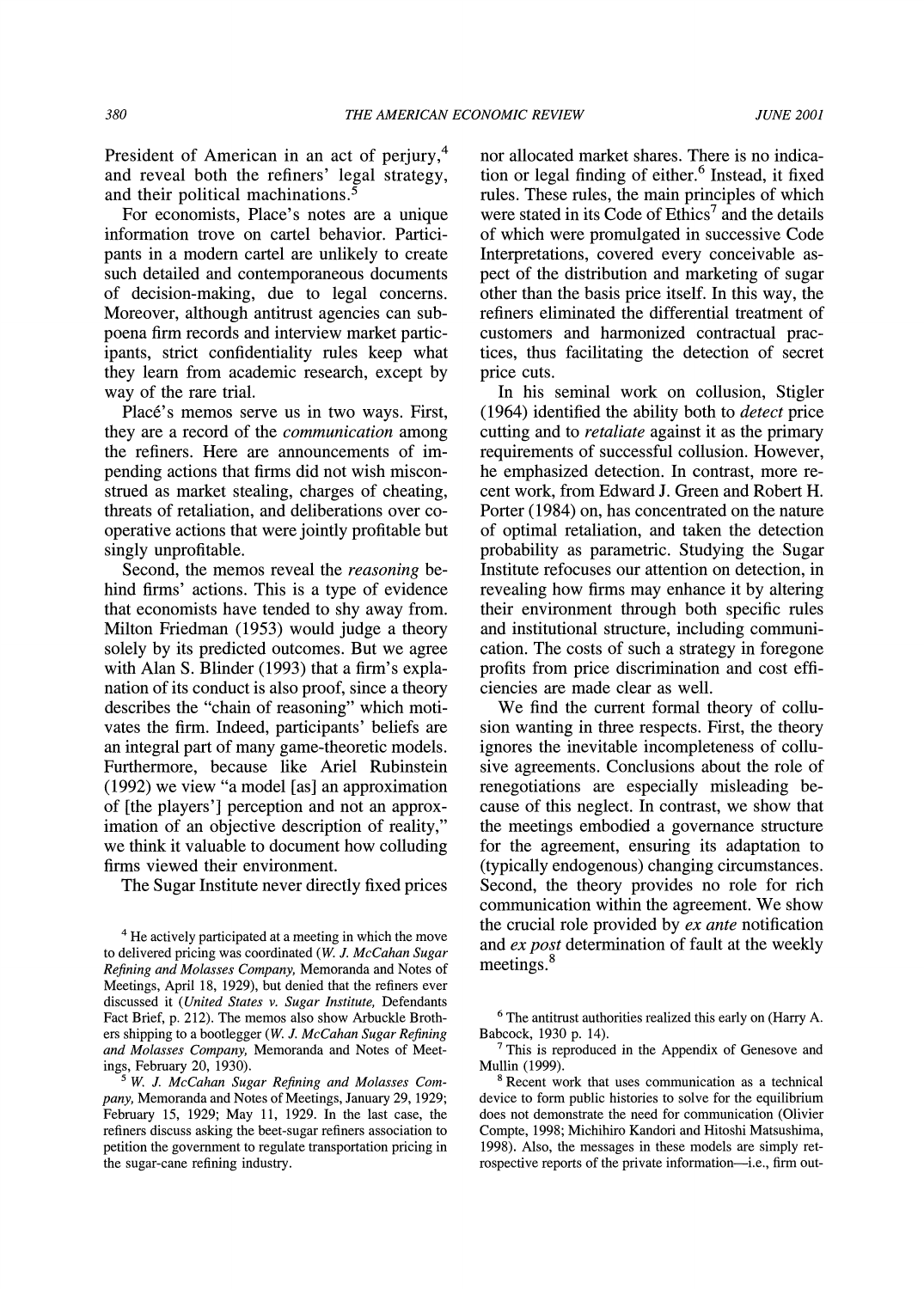President of American in an act of perjury,[4] and reveal both the refiners' legal strategy, and their political machinations.[5]

For economists, Placé's notes are a unique information trove on cartel behavior. Participants in a modern cartel are unlikely to create such detailed and contemporaneous documents of decision-making, due to legal concerns. Moreover, although antitrust agencies can subpoena firm records and interview market participants, strict confidentiality rules keep what they learn from academic research, except by way of the rare trial.

Placé's memos serve us in two ways. First, they are a record of the *communication* among the refiners. Here are announcements of impending actions that firms did not wish misconstrued as market stealing, charges of cheating, threats of retaliation, and deliberations over cooperative actions that were jointly profitable but singly unprofitable.

Second, the memos reveal the *reasoning* behind firms' actions. This is a type of evidence that economists have tended to shy away from. Milton Friedman (1953) would judge a theory solely by its predicted outcomes. But we agree with Alan S. Blinder (1993) that a firm's explanation of its conduct is also proof, since a theory describes the "chain of reasoning" which motivates the firm. Indeed, participants' beliefs are an integral part of many game-theoretic models. Furthermore, because like Ariel Rubinstein (1992) we view "a model [as] an approximation of [the players'] perception and not an approximation of an objective description of reality," we think it valuable to document how colluding firms viewed their environment.

The Sugar Institute never directly fixed prices nor allocated market shares. There is no indication or legal finding of either.[6] Instead, it fixed rules. These rules, the main principles of which were stated in its Code of Ethics[7] and the details of which were promulgated in successive Code Interpretations, covered every conceivable aspect of the distribution and marketing of sugar other than the basis price itself. In this way, the refiners eliminated the differential treatment of customers and harmonized contractual practices, thus facilitating the detection of secret price cuts.

In his seminal work on collusion, Stigler (1964) identified the ability both to *detect* price cutting and to *retaliate* against it as the primary requirements of successful collusion. However, he emphasized detection. In contrast, more recent work, from Edward J. Green and Robert H. Porter (1984) on, has concentrated on the nature of optimal retaliation, and taken the detection probability as parametric. Studying the Sugar Institute refocuses our attention on detection, in revealing how firms may enhance it by altering their environment through both specific rules and institutional structure, including communication. The costs of such a strategy in foregone profits from price discrimination and cost efficiencies are made clear as well.

We find the current formal theory of collusion wanting in three respects. First, the theory ignores the inevitable incompleteness of collusive agreements. Conclusions about the role of renegotiations are especially misleading because of this neglect. In contrast, we show that the meetings embodied a governance structure for the agreement, ensuring its adaptation to (typically endogenous) changing circumstances. Second, the theory provides no role for rich communication within the agreement. We show the crucial role provided by *ex ante* notification and *ex post* determination of fault at the weekly meetings.[8]

---

[4] He actively participated at a meeting in which the move to delivered pricing was coordinated (*W. J. McCahan Sugar Refining and Molasses Company,* Memoranda and Notes of Meetings, April 18, 1929), but denied that the refiners ever discussed it (*United States v. Sugar Institute,* Defendants Fact Brief, p. 212). The memos also show Arbuckle Brothers shipping to a bootlegger (*W. J. McCahan Sugar Refining and Molasses Company,* Memoranda and Notes of Meetings, February 20, 1930).

[5] *W. J. McCahan Sugar Refining and Molasses Company,* Memoranda and Notes of Meetings, January 29, 1929; February 15, 1929; May 11, 1929. In the last case, the refiners discuss asking the beet-sugar refiners association to petition the government to regulate transportation pricing in the sugar-cane refining industry.

[6] The antitrust authorities realized this early on (Harry A. Babcock, 1930 p. 14).

[7] This is reproduced in the Appendix of Genesove and Mullin (1999).

[8] Recent work that uses communication as a technical device to form public histories to solve for the equilibrium does not demonstrate the need for communication (Olivier Compte, 1998; Michihiro Kandori and Hitoshi Matsushima, 1998). Also, the messages in these models are simply retrospective reports of the private information—i.e., firm out-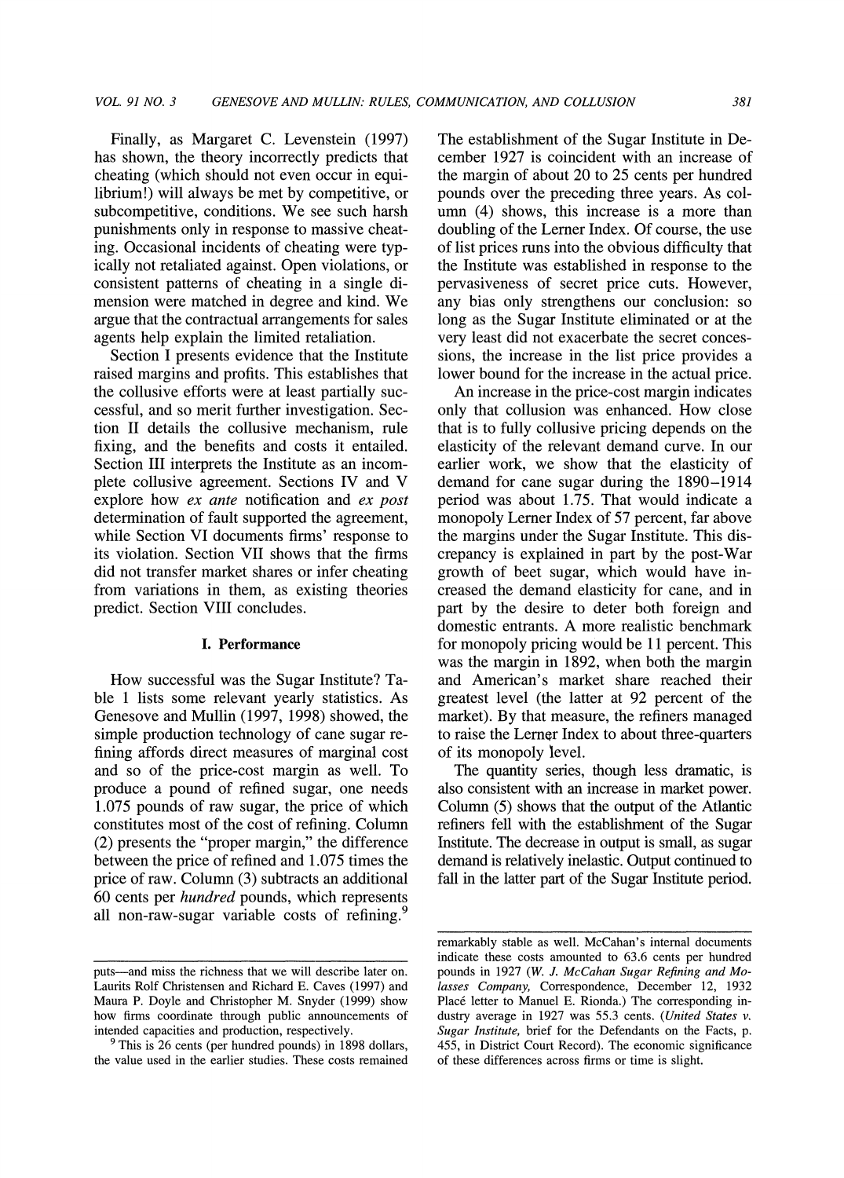Finally, as Margaret C. Levenstein (1997) has shown, the theory incorrectly predicts that cheating (which should not even occur in equilibrium!) will always be met by competitive, or subcompetitive, conditions. We see such harsh punishments only in response to massive cheating. Occasional incidents of cheating were typically not retaliated against. Open violations, or consistent patterns of cheating in a single dimension were matched in degree and kind. We argue that the contractual arrangements for sales agents help explain the limited retaliation.

Section I presents evidence that the Institute raised margins and profits. This establishes that the collusive efforts were at least partially successful, and so merit further investigation. Section II details the collusive mechanism, rule fixing, and the benefits and costs it entailed. Section III interprets the Institute as an incomplete collusive agreement. Sections IV and V explore how *ex ante* notification and *ex post* determination of fault supported the agreement, while Section VI documents firms' response to its violation. Section VII shows that the firms did not transfer market shares or infer cheating from variations in them, as existing theories predict. Section VIII concludes.

## I. Performance

How successful was the Sugar Institute? Table 1 lists some relevant yearly statistics. As Genesove and Mullin (1997, 1998) showed, the simple production technology of cane sugar refining affords direct measures of marginal cost and so of the price-cost margin as well. To produce a pound of refined sugar, one needs 1.075 pounds of raw sugar, the price of which constitutes most of the cost of refining. Column (2) presents the "proper margin," the difference between the price of refined and 1.075 times the price of raw. Column (3) subtracts an additional 60 cents per *hundred* pounds, which represents all non-raw-sugar variable costs of refining.[9] The establishment of the Sugar Institute in December 1927 is coincident with an increase of the margin of about 20 to 25 cents per hundred pounds over the preceding three years. As column (4) shows, this increase is a more than doubling of the Lerner Index. Of course, the use of list prices runs into the obvious difficulty that the Institute was established in response to the pervasiveness of secret price cuts. However, any bias only strengthens our conclusion: so long as the Sugar Institute eliminated or at the very least did not exacerbate the secret concessions, the increase in the list price provides a lower bound for the increase in the actual price.

An increase in the price-cost margin indicates only that collusion was enhanced. How close that is to fully collusive pricing depends on the elasticity of the relevant demand curve. In our earlier work, we show that the elasticity of demand for cane sugar during the 1890–1914 period was about 1.75. That would indicate a monopoly Lerner Index of 57 percent, far above the margins under the Sugar Institute. This discrepancy is explained in part by the post-War growth of beet sugar, which would have increased the demand elasticity for cane, and in part by the desire to deter both foreign and domestic entrants. A more realistic benchmark for monopoly pricing would be 11 percent. This was the margin in 1892, when both the margin and American's market share reached their greatest level (the latter at 92 percent of the market). By that measure, the refiners managed to raise the Lerner Index to about three-quarters of its monopoly level.

The quantity series, though less dramatic, is also consistent with an increase in market power. Column (5) shows that the output of the Atlantic refiners fell with the establishment of the Sugar Institute. The decrease in output is small, as sugar demand is relatively inelastic. Output continued to fall in the latter part of the Sugar Institute period.

---

puts—and miss the richness that we will describe later on. Laurits Rolf Christensen and Richard E. Caves (1997) and Maura P. Doyle and Christopher M. Snyder (1999) show how firms coordinate through public announcements of intended capacities and production, respectively.

[9] This is 26 cents (per hundred pounds) in 1898 dollars, the value used in the earlier studies. These costs remained remarkably stable as well. McCahan's internal documents indicate these costs amounted to 63.6 cents per hundred pounds in 1927 (*W. J. McCahan Sugar Refining and Molasses Company,* Correspondence, December 12, 1932 Placé letter to Manuel E. Rionda.) The corresponding industry average in 1927 was 55.3 cents. (*United States v. Sugar Institute,* brief for the Defendants on the Facts, p. 455, in District Court Record). The economic significance of these differences across firms or time is slight.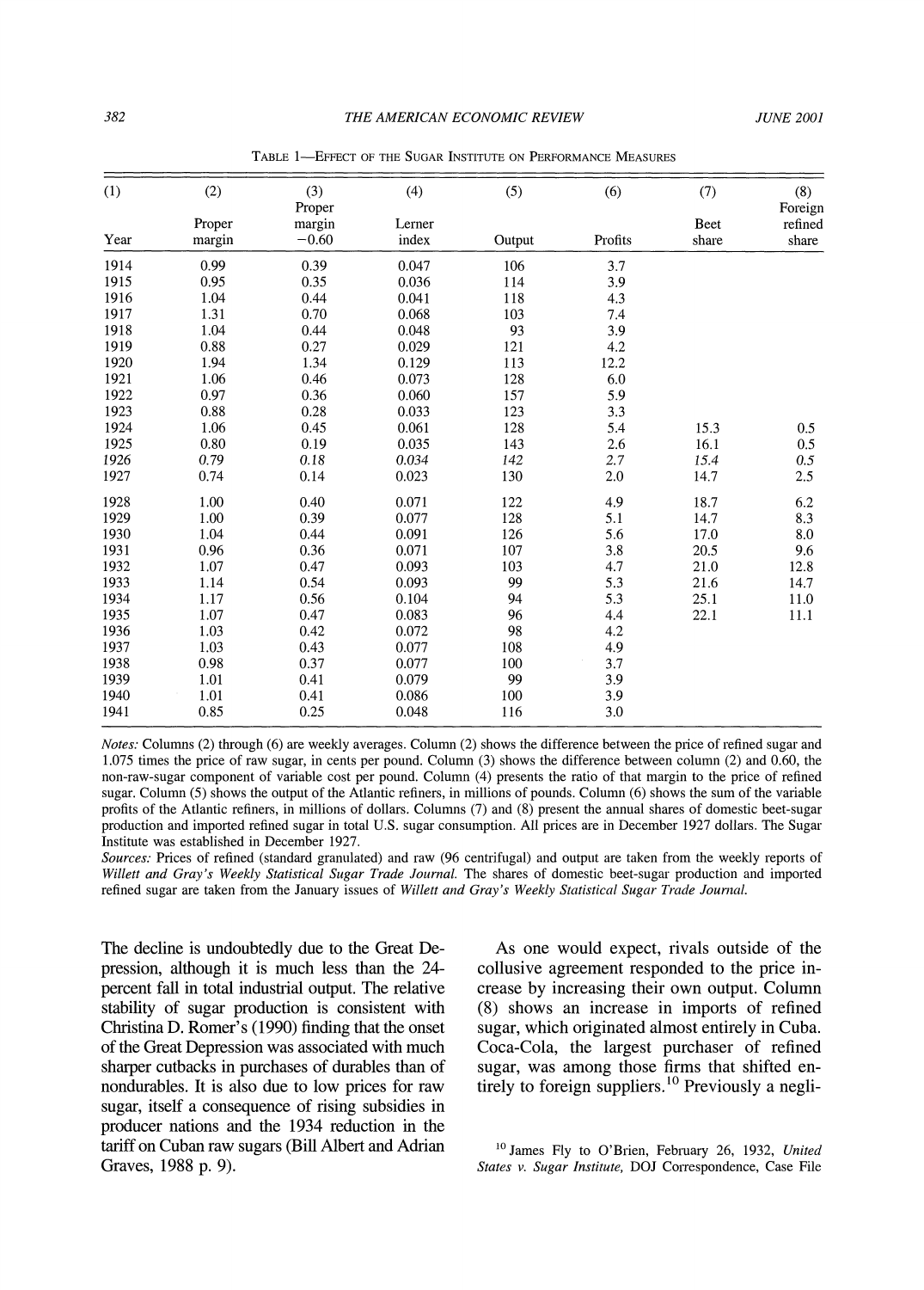TABLE 1—EFFECT OF THE SUGAR INSTITUTE ON PERFORMANCE MEASURES

| (1) | (2) | (3) | (4) | (5) | (6) | (7) | (8) |
|---|---|---|---|---|---|---|---|
| Year | Proper margin | Proper margin −0.60 | Lerner index | Output | Profits | Beet share | Foreign refined share |
| 1914 | 0.99 | 0.39 | 0.047 | 106 | 3.7 | | |
| 1915 | 0.95 | 0.35 | 0.036 | 114 | 3.9 | | |
| 1916 | 1.04 | 0.44 | 0.041 | 118 | 4.3 | | |
| 1917 | 1.31 | 0.70 | 0.068 | 103 | 7.4 | | |
| 1918 | 1.04 | 0.44 | 0.048 | 93 | 3.9 | | |
| 1919 | 0.88 | 0.27 | 0.029 | 121 | 4.2 | | |
| 1920 | 1.94 | 1.34 | 0.129 | 113 | 12.2 | | |
| 1921 | 1.06 | 0.46 | 0.073 | 128 | 6.0 | | |
| 1922 | 0.97 | 0.36 | 0.060 | 157 | 5.9 | | |
| 1923 | 0.88 | 0.28 | 0.033 | 123 | 3.3 | | |
| 1924 | 1.06 | 0.45 | 0.061 | 128 | 5.4 | 15.3 | 0.5 |
| 1925 | 0.80 | 0.19 | 0.035 | 143 | 2.6 | 16.1 | 0.5 |
| *1926* | *0.79* | *0.18* | *0.034* | *142* | *2.7* | *15.4* | *0.5* |
| 1927 | 0.74 | 0.14 | 0.023 | 130 | 2.0 | 14.7 | 2.5 |
| 1928 | 1.00 | 0.40 | 0.071 | 122 | 4.9 | 18.7 | 6.2 |
| 1929 | 1.00 | 0.39 | 0.077 | 128 | 5.1 | 14.7 | 8.3 |
| 1930 | 1.04 | 0.44 | 0.091 | 126 | 5.6 | 17.0 | 8.0 |
| 1931 | 0.96 | 0.36 | 0.071 | 107 | 3.8 | 20.5 | 9.6 |
| 1932 | 1.07 | 0.47 | 0.093 | 103 | 4.7 | 21.0 | 12.8 |
| 1933 | 1.14 | 0.54 | 0.093 | 99 | 5.3 | 21.6 | 14.7 |
| 1934 | 1.17 | 0.56 | 0.104 | 94 | 5.3 | 25.1 | 11.0 |
| 1935 | 1.07 | 0.47 | 0.083 | 96 | 4.4 | 22.1 | 11.1 |
| 1936 | 1.03 | 0.42 | 0.072 | 98 | 4.2 | | |
| 1937 | 1.03 | 0.43 | 0.077 | 108 | 4.9 | | |
| 1938 | 0.98 | 0.37 | 0.077 | 100 | 3.7 | | |
| 1939 | 1.01 | 0.41 | 0.079 | 99 | 3.9 | | |
| 1940 | 1.01 | 0.41 | 0.086 | 100 | 3.9 | | |
| 1941 | 0.85 | 0.25 | 0.048 | 116 | 3.0 | | |

*Notes:* Columns (2) through (6) are weekly averages. Column (2) shows the difference between the price of refined sugar and 1.075 times the price of raw sugar, in cents per pound. Column (3) shows the difference between column (2) and 0.60, the non-raw-sugar component of variable cost per pound. Column (4) presents the ratio of that margin to the price of refined sugar. Column (5) shows the output of the Atlantic refiners, in millions of pounds. Column (6) shows the sum of the variable profits of the Atlantic refiners, in millions of dollars. Columns (7) and (8) present the annual shares of domestic beet-sugar production and imported refined sugar in total U.S. sugar consumption. All prices are in December 1927 dollars. The Sugar Institute was established in December 1927.

*Sources:* Prices of refined (standard granulated) and raw (96 centrifugal) and output are taken from the weekly reports of *Willett and Gray's Weekly Statistical Sugar Trade Journal*. The shares of domestic beet-sugar production and imported refined sugar are taken from the January issues of *Willett and Gray's Weekly Statistical Sugar Trade Journal*.

The decline is undoubtedly due to the Great Depression, although it is much less than the 24-percent fall in total industrial output. The relative stability of sugar production is consistent with Christina D. Romer's (1990) finding that the onset of the Great Depression was associated with much sharper cutbacks in purchases of durables than of nondurables. It is also due to low prices for raw sugar, itself a consequence of rising subsidies in producer nations and the 1934 reduction in the tariff on Cuban raw sugars (Bill Albert and Adrian Graves, 1988 p. 9).

As one would expect, rivals outside of the collusive agreement responded to the price increase by increasing their own output. Column (8) shows an increase in imports of refined sugar, which originated almost entirely in Cuba. Coca-Cola, the largest purchaser of refined sugar, was among those firms that shifted entirely to foreign suppliers.[10] Previously a negli-

[10] James Fly to O'Brien, February 26, 1932, *United States v. Sugar Institute*, DOJ Correspondence, Case File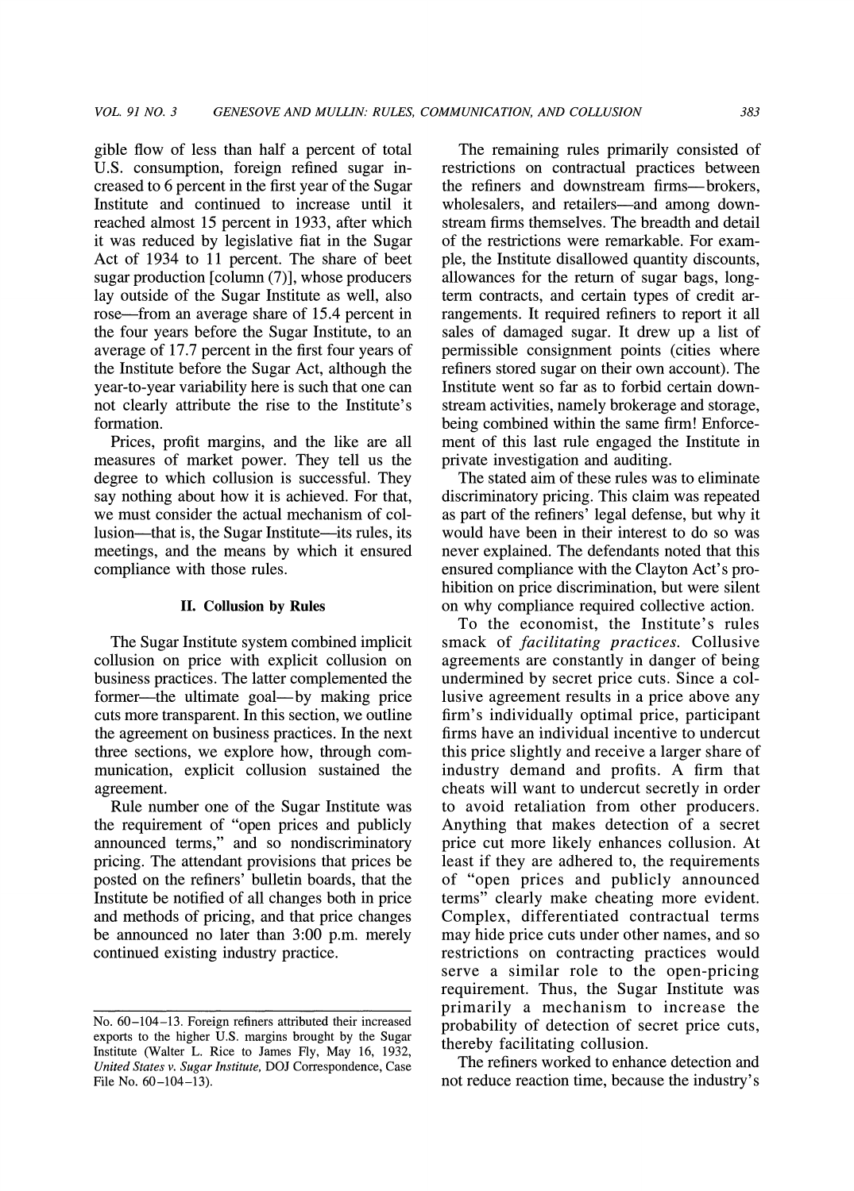gible flow of less than half a percent of total U.S. consumption, foreign refined sugar increased to 6 percent in the first year of the Sugar Institute and continued to increase until it reached almost 15 percent in 1933, after which it was reduced by legislative fiat in the Sugar Act of 1934 to 11 percent. The share of beet sugar production [column (7)], whose producers lay outside of the Sugar Institute as well, also rose—from an average share of 15.4 percent in the four years before the Sugar Institute, to an average of 17.7 percent in the first four years of the Institute before the Sugar Act, although the year-to-year variability here is such that one can not clearly attribute the rise to the Institute's formation.

Prices, profit margins, and the like are all measures of market power. They tell us the degree to which collusion is successful. They say nothing about how it is achieved. For that, we must consider the actual mechanism of collusion—that is, the Sugar Institute—its rules, its meetings, and the means by which it ensured compliance with those rules.

## II. Collusion by Rules

The Sugar Institute system combined implicit collusion on price with explicit collusion on business practices. The latter complemented the former—the ultimate goal—by making price cuts more transparent. In this section, we outline the agreement on business practices. In the next three sections, we explore how, through communication, explicit collusion sustained the agreement.

Rule number one of the Sugar Institute was the requirement of "open prices and publicly announced terms," and so nondiscriminatory pricing. The attendant provisions that prices be posted on the refiners' bulletin boards, that the Institute be notified of all changes both in price and methods of pricing, and that price changes be announced no later than 3:00 p.m. merely continued existing industry practice.

The remaining rules primarily consisted of restrictions on contractual practices between the refiners and downstream firms—brokers, wholesalers, and retailers—and among downstream firms themselves. The breadth and detail of the restrictions were remarkable. For example, the Institute disallowed quantity discounts, allowances for the return of sugar bags, long-term contracts, and certain types of credit arrangements. It required refiners to report it all sales of damaged sugar. It drew up a list of permissible consignment points (cities where refiners stored sugar on their own account). The Institute went so far as to forbid certain downstream activities, namely brokerage and storage, being combined within the same firm! Enforcement of this last rule engaged the Institute in private investigation and auditing.

The stated aim of these rules was to eliminate discriminatory pricing. This claim was repeated as part of the refiners' legal defense, but why it would have been in their interest to do so was never explained. The defendants noted that this ensured compliance with the Clayton Act's prohibition on price discrimination, but were silent on why compliance required collective action.

To the economist, the Institute's rules smack of *facilitating practices.* Collusive agreements are constantly in danger of being undermined by secret price cuts. Since a collusive agreement results in a price above any firm's individually optimal price, participant firms have an individual incentive to undercut this price slightly and receive a larger share of industry demand and profits. A firm that cheats will want to undercut secretly in order to avoid retaliation from other producers. Anything that makes detection of a secret price cut more likely enhances collusion. At least if they are adhered to, the requirements of "open prices and publicly announced terms" clearly make cheating more evident. Complex, differentiated contractual terms may hide price cuts under other names, and so restrictions on contracting practices would serve a similar role to the open-pricing requirement. Thus, the Sugar Institute was primarily a mechanism to increase the probability of detection of secret price cuts, thereby facilitating collusion.

The refiners worked to enhance detection and not reduce reaction time, because the industry's

No. 60–104–13. Foreign refiners attributed their increased exports to the higher U.S. margins brought by the Sugar Institute (Walter L. Rice to James Fly, May 16, 1932, *United States v. Sugar Institute*, DOJ Correspondence, Case File No. 60–104–13).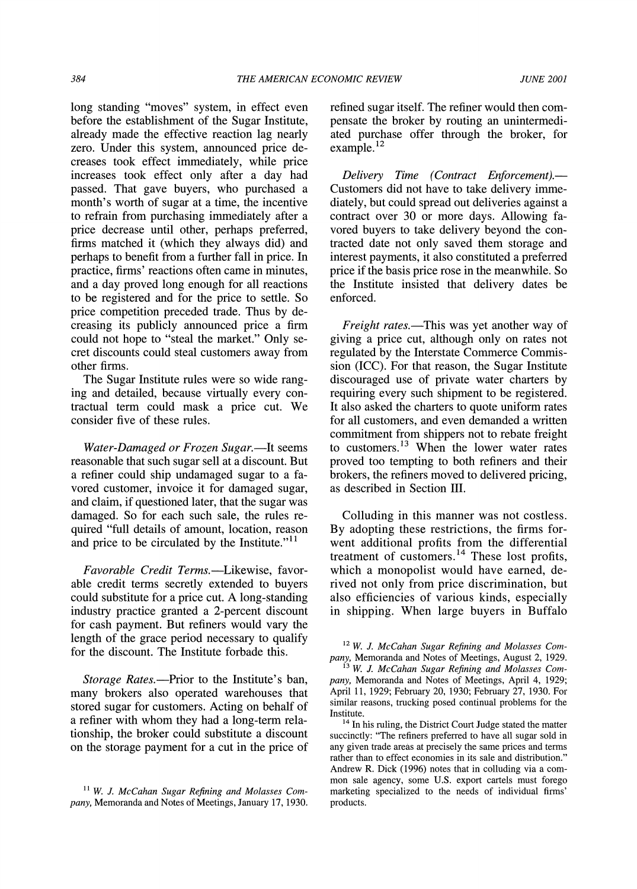long standing "moves" system, in effect even before the establishment of the Sugar Institute, already made the effective reaction lag nearly zero. Under this system, announced price decreases took effect immediately, while price increases took effect only after a day had passed. That gave buyers, who purchased a month's worth of sugar at a time, the incentive to refrain from purchasing immediately after a price decrease until other, perhaps preferred, firms matched it (which they always did) and perhaps to benefit from a further fall in price. In practice, firms' reactions often came in minutes, and a day proved long enough for all reactions to be registered and for the price to settle. So price competition preceded trade. Thus by decreasing its publicly announced price a firm could not hope to "steal the market." Only secret discounts could steal customers away from other firms.

The Sugar Institute rules were so wide ranging and detailed, because virtually every contractual term could mask a price cut. We consider five of these rules.

*Water-Damaged or Frozen Sugar.*—It seems reasonable that such sugar sell at a discount. But a refiner could ship undamaged sugar to a favored customer, invoice it for damaged sugar, and claim, if questioned later, that the sugar was damaged. So for each such sale, the rules required "full details of amount, location, reason and price to be circulated by the Institute."[11]

*Favorable Credit Terms.*—Likewise, favorable credit terms secretly extended to buyers could substitute for a price cut. A long-standing industry practice granted a 2-percent discount for cash payment. But refiners would vary the length of the grace period necessary to qualify for the discount. The Institute forbade this.

*Storage Rates.*—Prior to the Institute's ban, many brokers also operated warehouses that stored sugar for customers. Acting on behalf of a refiner with whom they had a long-term relationship, the broker could substitute a discount on the storage payment for a cut in the price of refined sugar itself. The refiner would then compensate the broker by routing an unintermediated purchase offer through the broker, for example.[12]

*Delivery Time (Contract Enforcement).*—Customers did not have to take delivery immediately, but could spread out deliveries against a contract over 30 or more days. Allowing favored buyers to take delivery beyond the contracted date not only saved them storage and interest payments, it also constituted a preferred price if the basis price rose in the meanwhile. So the Institute insisted that delivery dates be enforced.

*Freight rates.*—This was yet another way of giving a price cut, although only on rates not regulated by the Interstate Commerce Commission (ICC). For that reason, the Sugar Institute discouraged use of private water charters by requiring every such shipment to be registered. It also asked the charters to quote uniform rates for all customers, and even demanded a written commitment from shippers not to rebate freight to customers.[13] When the lower water rates proved too tempting to both refiners and their brokers, the refiners moved to delivered pricing, as described in Section III.

Colluding in this manner was not costless. By adopting these restrictions, the firms forwent additional profits from the differential treatment of customers.[14] These lost profits, which a monopolist would have earned, derived not only from price discrimination, but also efficiencies of various kinds, especially in shipping. When large buyers in Buffalo

---

[11] *W. J. McCahan Sugar Refining and Molasses Company,* Memoranda and Notes of Meetings, January 17, 1930.

[12] *W. J. McCahan Sugar Refining and Molasses Company,* Memoranda and Notes of Meetings, August 2, 1929.

[13] *W. J. McCahan Sugar Refining and Molasses Company,* Memoranda and Notes of Meetings, April 4, 1929; April 11, 1929; February 20, 1930; February 27, 1930. For similar reasons, trucking posed continual problems for the Institute.

[14] In his ruling, the District Court Judge stated the matter succinctly: "The refiners preferred to have all sugar sold in any given trade areas at precisely the same prices and terms rather than to effect economies in its sale and distribution." Andrew R. Dick (1996) notes that in colluding via a common sale agency, some U.S. export cartels must forego marketing specialized to the needs of individual firms' products.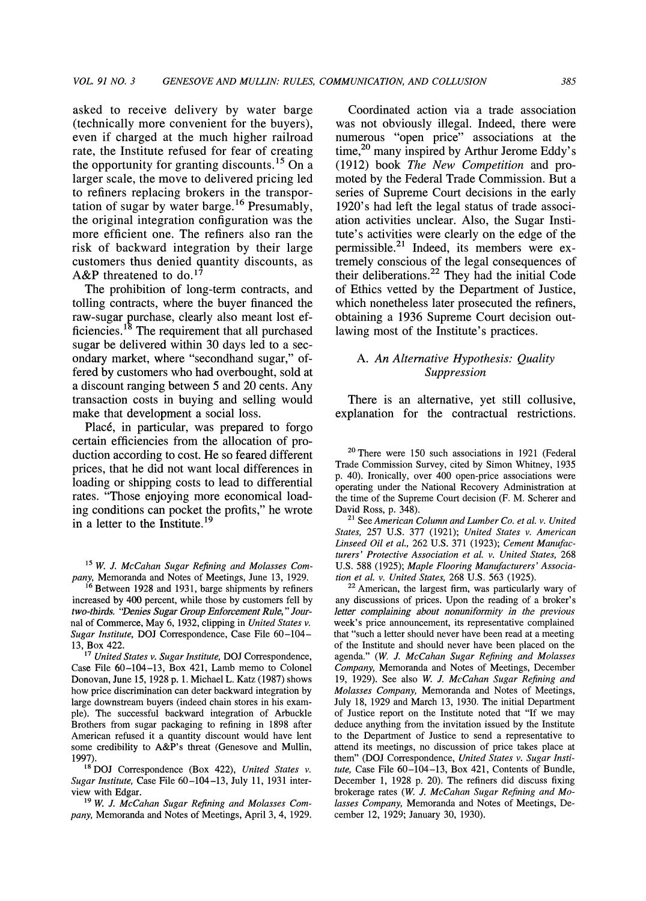asked to receive delivery by water barge (technically more convenient for the buyers), even if charged at the much higher railroad rate, the Institute refused for fear of creating the opportunity for granting discounts.[15] On a larger scale, the move to delivered pricing led to refiners replacing brokers in the transportation of sugar by water barge.[16] Presumably, the original integration configuration was the more efficient one. The refiners also ran the risk of backward integration by their large customers thus denied quantity discounts, as A&P threatened to do.[17]

The prohibition of long-term contracts, and tolling contracts, where the buyer financed the raw-sugar purchase, clearly also meant lost efficiencies.[18] The requirement that all purchased sugar be delivered within 30 days led to a secondary market, where "secondhand sugar," offered by customers who had overbought, sold at a discount ranging between 5 and 20 cents. Any transaction costs in buying and selling would make that development a social loss.

Placé, in particular, was prepared to forgo certain efficiencies from the allocation of production according to cost. He so feared different prices, that he did not want local differences in loading or shipping costs to lead to differential rates. "Those enjoying more economical loading conditions can pocket the profits," he wrote in a letter to the Institute.[19]

Coordinated action via a trade association was not obviously illegal. Indeed, there were numerous "open price" associations at the time,[20] many inspired by Arthur Jerome Eddy's (1912) book *The New Competition* and promoted by the Federal Trade Commission. But a series of Supreme Court decisions in the early 1920's had left the legal status of trade association activities unclear. Also, the Sugar Institute's activities were clearly on the edge of the permissible.[21] Indeed, its members were extremely conscious of the legal consequences of their deliberations.[22] They had the initial Code of Ethics vetted by the Department of Justice, which nonetheless later prosecuted the refiners, obtaining a 1936 Supreme Court decision outlawing most of the Institute's practices.

### A. *An Alternative Hypothesis: Quality Suppression*

There is an alternative, yet still collusive, explanation for the contractual restrictions.

---

[15] *W. J. McCahan Sugar Refining and Molasses Company,* Memoranda and Notes of Meetings, June 13, 1929.

[16] Between 1928 and 1931, barge shipments by refiners increased by 400 percent, while those by customers fell by two-thirds. "Denies Sugar Group Enforcement Rule," *Journal of Commerce*, May 6, 1932, clipping in *United States v. Sugar Institute,* DOJ Correspondence, Case File 60–104–13, Box 422.

[17] *United States v. Sugar Institute,* DOJ Correspondence, Case File 60–104–13, Box 421, Lamb memo to Colonel Donovan, June 15, 1928 p. 1. Michael L. Katz (1987) shows how price discrimination can deter backward integration by large downstream buyers (indeed chain stores in his example). The successful backward integration of Arbuckle Brothers from sugar packaging to refining in 1898 after American refused it a quantity discount would have lent some credibility to A&P's threat (Genesove and Mullin, 1997).

[18] DOJ Correspondence (Box 422), *United States v. Sugar Institute,* Case File 60–104–13, July 11, 1931 interview with Edgar.

[19] *W. J. McCahan Sugar Refining and Molasses Company,* Memoranda and Notes of Meetings, April 3, 4, 1929.

[20] There were 150 such associations in 1921 (Federal Trade Commission Survey, cited by Simon Whitney, 1935 p. 40). Ironically, over 400 open-price associations were operating under the National Recovery Administration at the time of the Supreme Court decision (F. M. Scherer and David Ross, p. 348).

[21] See *American Column and Lumber Co. et al. v. United States,* 257 U.S. 377 (1921); *United States v. American Linseed Oil et al.,* 262 U.S. 371 (1923); *Cement Manufacturers' Protective Association et al. v. United States,* 268 U.S. 588 (1925); *Maple Flooring Manufacturers' Association et al. v. United States,* 268 U.S. 563 (1925).

[22] American, the largest firm, was particularly wary of any discussions of prices. Upon the reading of a broker's letter complaining about nonuniformity in the previous week's price announcement, its representative complained that "such a letter should never have been read at a meeting of the Institute and should never have been placed on the agenda." (*W. J. McCahan Sugar Refining and Molasses Company,* Memoranda and Notes of Meetings, December 19, 1929). See also *W. J. McCahan Sugar Refining and Molasses Company,* Memoranda and Notes of Meetings, July 18, 1929 and March 13, 1930. The initial Department of Justice report on the Institute noted that "If we may deduce anything from the invitation issued by the Institute to the Department of Justice to send a representative to attend its meetings, no discussion of price takes place at them" (DOJ Correspondence, *United States v. Sugar Institute,* Case File 60–104–13, Box 421, Contents of Bundle, December 1, 1928 p. 20). The refiners did discuss fixing brokerage rates (*W. J. McCahan Sugar Refining and Molasses Company,* Memoranda and Notes of Meetings, December 12, 1929; January 30, 1930).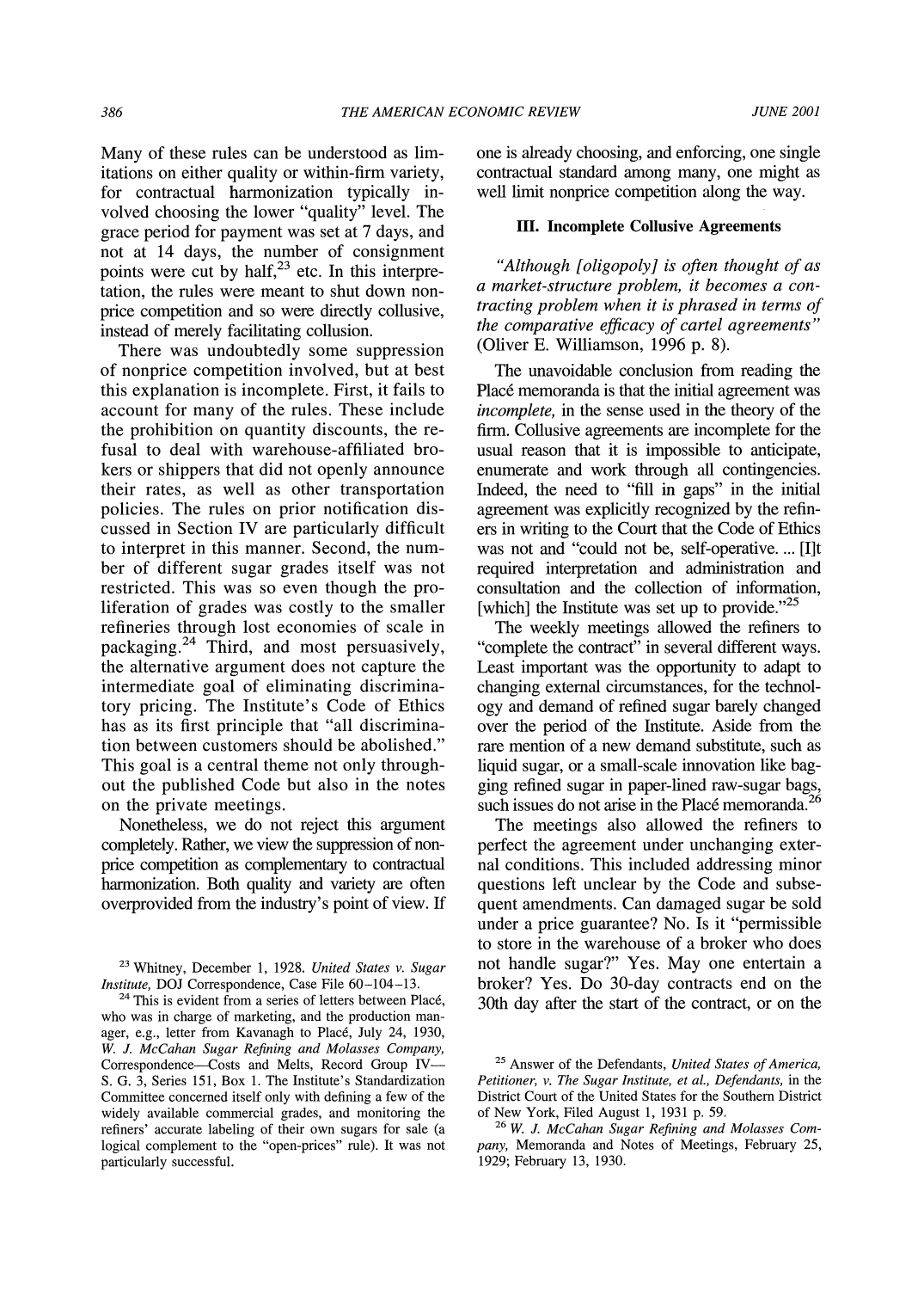Many of these rules can be understood as limitations on either quality or within-firm variety, for contractual harmonization typically involved choosing the lower "quality" level. The grace period for payment was set at 7 days, and not at 14 days, the number of consignment points were cut by half,[23] etc. In this interpretation, the rules were meant to shut down nonprice competition and so were directly collusive, instead of merely facilitating collusion.

There was undoubtedly some suppression of nonprice competition involved, but at best this explanation is incomplete. First, it fails to account for many of the rules. These include the prohibition on quantity discounts, the refusal to deal with warehouse-affiliated brokers or shippers that did not openly announce their rates, as well as other transportation policies. The rules on prior notification discussed in Section IV are particularly difficult to interpret in this manner. Second, the number of different sugar grades itself was not restricted. This was so even though the proliferation of grades was costly to the smaller refineries through lost economies of scale in packaging.[24] Third, and most persuasively, the alternative argument does not capture the intermediate goal of eliminating discriminatory pricing. The Institute's Code of Ethics has as its first principle that "all discrimination between customers should be abolished." This goal is a central theme not only throughout the published Code but also in the notes on the private meetings.

Nonetheless, we do not reject this argument completely. Rather, we view the suppression of nonprice competition as complementary to contractual harmonization. Both quality and variety are often overprovided from the industry's point of view. If one is already choosing, and enforcing, one single contractual standard among many, one might as well limit nonprice competition along the way.

## III. Incomplete Collusive Agreements

*"Although [oligopoly] is often thought of as a market-structure problem, it becomes a contracting problem when it is phrased in terms of the comparative efficacy of cartel agreements"* (Oliver E. Williamson, 1996 p. 8).

The unavoidable conclusion from reading the Placé memoranda is that the initial agreement was *incomplete,* in the sense used in the theory of the firm. Collusive agreements are incomplete for the usual reason that it is impossible to anticipate, enumerate and work through all contingencies. Indeed, the need to "fill in gaps" in the initial agreement was explicitly recognized by the refiners in writing to the Court that the Code of Ethics was not and "could not be, self-operative. ... [I]t required interpretation and administration and consultation and the collection of information, [which] the Institute was set up to provide."[25]

The weekly meetings allowed the refiners to "complete the contract" in several different ways. Least important was the opportunity to adapt to changing external circumstances, for the technology and demand of refined sugar barely changed over the period of the Institute. Aside from the rare mention of a new demand substitute, such as liquid sugar, or a small-scale innovation like bagging refined sugar in paper-lined raw-sugar bags, such issues do not arise in the Placé memoranda.[26]

The meetings also allowed the refiners to perfect the agreement under unchanging external conditions. This included addressing minor questions left unclear by the Code and subsequent amendments. Can damaged sugar be sold under a price guarantee? No. Is it "permissible to store in the warehouse of a broker who does not handle sugar?" Yes. May one entertain a broker? Yes. Do 30-day contracts end on the 30th day after the start of the contract, or on the

---

[23] Whitney, December 1, 1928. *United States v. Sugar Institute,* DOJ Correspondence, Case File 60–104–13.

[24] This is evident from a series of letters between Placé, who was in charge of marketing, and the production manager, e.g., letter from Kavanagh to Placé, July 24, 1930, *W. J. McCahan Sugar Refining and Molasses Company,* Correspondence—Costs and Melts, Record Group IV—S. G. 3, Series 151, Box 1. The Institute's Standardization Committee concerned itself only with defining a few of the widely available commercial grades, and monitoring the refiners' accurate labeling of their own sugars for sale (a logical complement to the "open-prices" rule). It was not particularly successful.

[25] Answer of the Defendants, *United States of America, Petitioner, v. The Sugar Institute, et al., Defendants,* in the District Court of the United States for the Southern District of New York, Filed August 1, 1931 p. 59.

[26] *W. J. McCahan Sugar Refining and Molasses Company,* Memoranda and Notes of Meetings, February 25, 1929; February 13, 1930.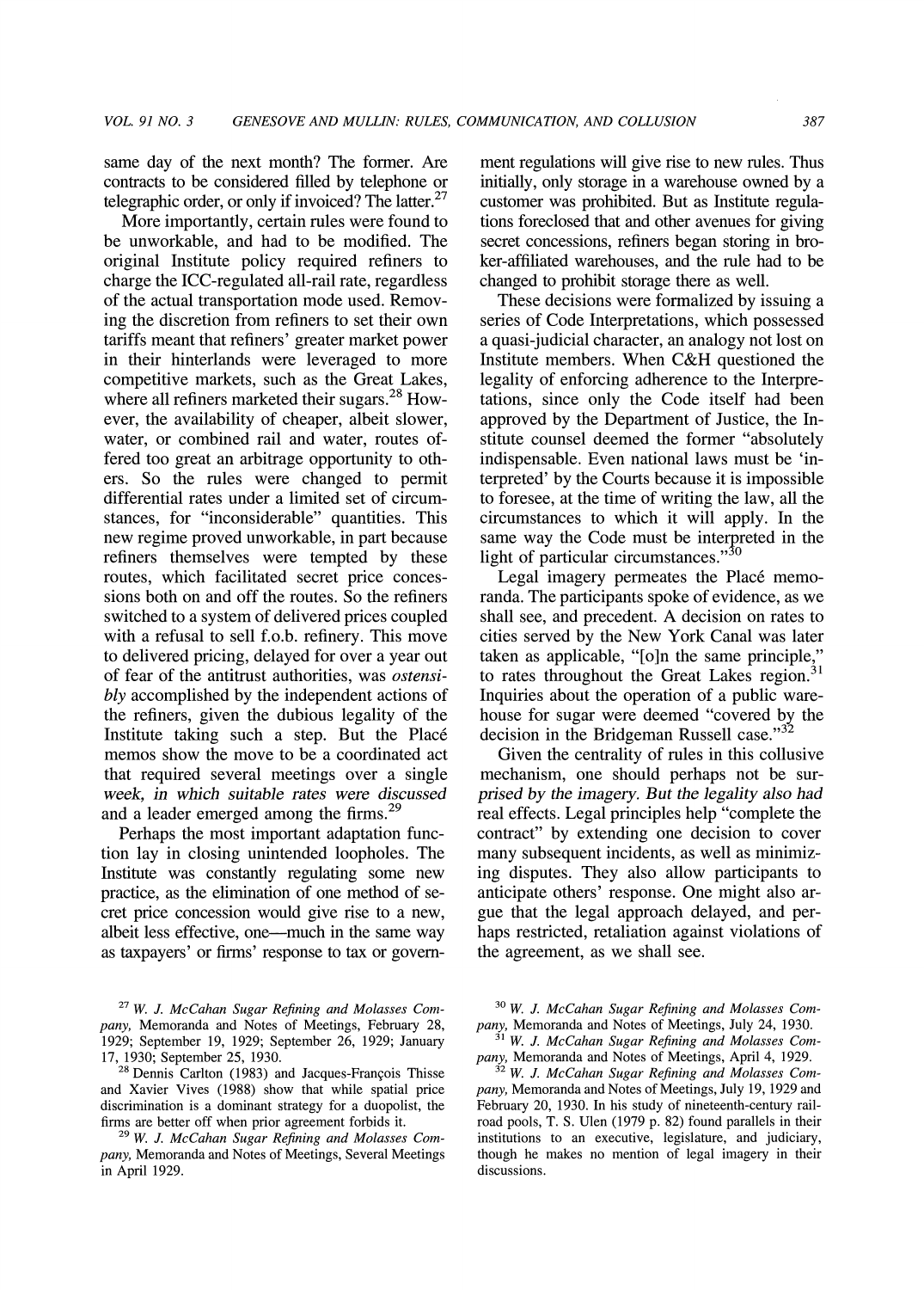same day of the next month? The former. Are contracts to be considered filled by telephone or telegraphic order, or only if invoiced? The latter.[27]

More importantly, certain rules were found to be unworkable, and had to be modified. The original Institute policy required refiners to charge the ICC-regulated all-rail rate, regardless of the actual transportation mode used. Removing the discretion from refiners to set their own tariffs meant that refiners' greater market power in their hinterlands were leveraged to more competitive markets, such as the Great Lakes, where all refiners marketed their sugars.[28] However, the availability of cheaper, albeit slower, water, or combined rail and water, routes offered too great an arbitrage opportunity to others. So the rules were changed to permit differential rates under a limited set of circumstances, for "inconsiderable" quantities. This new regime proved unworkable, in part because refiners themselves were tempted by these routes, which facilitated secret price concessions both on and off the routes. So the refiners switched to a system of delivered prices coupled with a refusal to sell f.o.b. refinery. This move to delivered pricing, delayed for over a year out of fear of the antitrust authorities, was *ostensibly* accomplished by the independent actions of the refiners, given the dubious legality of the Institute taking such a step. But the Placé memos show the move to be a coordinated act that required several meetings over a single week, in which suitable rates were discussed and a leader emerged among the firms.[29]

Perhaps the most important adaptation function lay in closing unintended loopholes. The Institute was constantly regulating some new practice, as the elimination of one method of secret price concession would give rise to a new, albeit less effective, one—much in the same way as taxpayers' or firms' response to tax or government regulations will give rise to new rules. Thus initially, only storage in a warehouse owned by a customer was prohibited. But as Institute regulations foreclosed that and other avenues for giving secret concessions, refiners began storing in broker-affiliated warehouses, and the rule had to be changed to prohibit storage there as well.

These decisions were formalized by issuing a series of Code Interpretations, which possessed a quasi-judicial character, an analogy not lost on Institute members. When C&H questioned the legality of enforcing adherence to the Interpretations, since only the Code itself had been approved by the Department of Justice, the Institute counsel deemed the former "absolutely indispensable. Even national laws must be 'interpreted' by the Courts because it is impossible to foresee, at the time of writing the law, all the circumstances to which it will apply. In the same way the Code must be interpreted in the light of particular circumstances."[30]

Legal imagery permeates the Placé memoranda. The participants spoke of evidence, as we shall see, and precedent. A decision on rates to cities served by the New York Canal was later taken as applicable, "[o]n the same principle," to rates throughout the Great Lakes region.[31] Inquiries about the operation of a public warehouse for sugar were deemed "covered by the decision in the Bridgeman Russell case."[32]

Given the centrality of rules in this collusive mechanism, one should perhaps not be surprised by the imagery. But the legality also had real effects. Legal principles help "complete the contract" by extending one decision to cover many subsequent incidents, as well as minimizing disputes. They also allow participants to anticipate others' response. One might also argue that the legal approach delayed, and perhaps restricted, retaliation against violations of the agreement, as we shall see.

---

[27] *W. J. McCahan Sugar Refining and Molasses Company,* Memoranda and Notes of Meetings, February 28, 1929; September 19, 1929; September 26, 1929; January 17, 1930; September 25, 1930.

[28] Dennis Carlton (1983) and Jacques-François Thisse and Xavier Vives (1988) show that while spatial price discrimination is a dominant strategy for a duopolist, the firms are better off when prior agreement forbids it.

[29] *W. J. McCahan Sugar Refining and Molasses Company,* Memoranda and Notes of Meetings, Several Meetings in April 1929.

[30] *W. J. McCahan Sugar Refining and Molasses Company,* Memoranda and Notes of Meetings, July 24, 1930.

[31] *W. J. McCahan Sugar Refining and Molasses Company,* Memoranda and Notes of Meetings, April 4, 1929.

[32] *W. J. McCahan Sugar Refining and Molasses Company,* Memoranda and Notes of Meetings, July 19, 1929 and February 20, 1930. In his study of nineteenth-century railroad pools, T. S. Ulen (1979 p. 82) found parallels in their institutions to an executive, legislature, and judiciary, though he makes no mention of legal imagery in their discussions.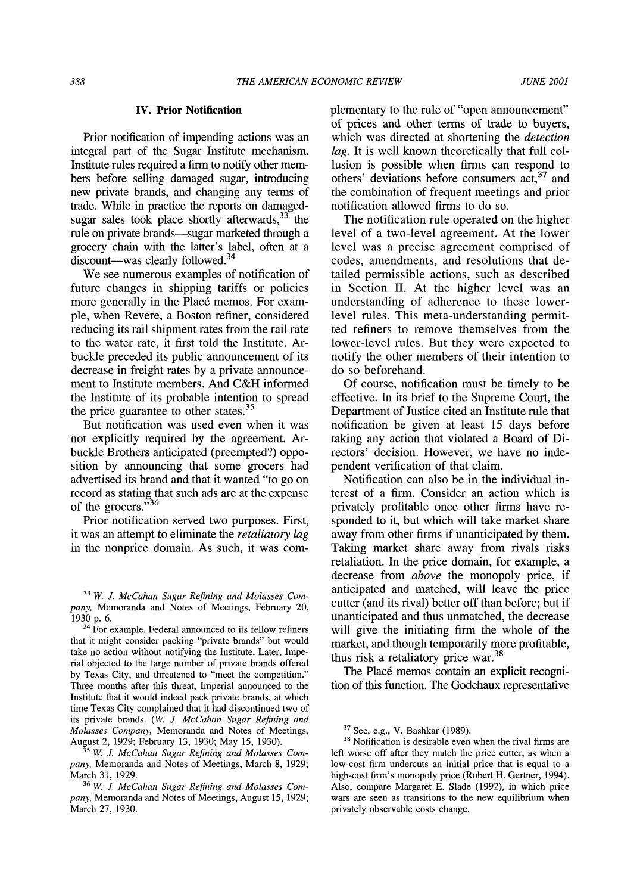## IV. Prior Notification

Prior notification of impending actions was an integral part of the Sugar Institute mechanism. Institute rules required a firm to notify other members before selling damaged sugar, introducing new private brands, and changing any terms of trade. While in practice the reports on damaged-sugar sales took place shortly afterwards,[33] the rule on private brands—sugar marketed through a grocery chain with the latter's label, often at a discount—was clearly followed.[34]

We see numerous examples of notification of future changes in shipping tariffs or policies more generally in the Placé memos. For example, when Revere, a Boston refiner, considered reducing its rail shipment rates from the rail rate to the water rate, it first told the Institute. Arbuckle preceded its public announcement of its decrease in freight rates by a private announcement to Institute members. And C&H informed the Institute of its probable intention to spread the price guarantee to other states.[35]

But notification was used even when it was not explicitly required by the agreement. Arbuckle Brothers anticipated (preempted?) opposition by announcing that some grocers had advertised its brand and that it wanted "to go on record as stating that such ads are at the expense of the grocers."[36]

Prior notification served two purposes. First, it was an attempt to eliminate the *retaliatory lag* in the nonprice domain. As such, it was complementary to the rule of "open announcement" of prices and other terms of trade to buyers, which was directed at shortening the *detection lag*. It is well known theoretically that full collusion is possible when firms can respond to others' deviations before consumers act,[37] and the combination of frequent meetings and prior notification allowed firms to do so.

The notification rule operated on the higher level of a two-level agreement. At the lower level was a precise agreement comprised of codes, amendments, and resolutions that detailed permissible actions, such as described in Section II. At the higher level was an understanding of adherence to these lower-level rules. This meta-understanding permitted refiners to remove themselves from the lower-level rules. But they were expected to notify the other members of their intention to do so beforehand.

Of course, notification must be timely to be effective. In its brief to the Supreme Court, the Department of Justice cited an Institute rule that notification be given at least 15 days before taking any action that violated a Board of Directors' decision. However, we have no independent verification of that claim.

Notification can also be in the individual interest of a firm. Consider an action which is privately profitable once other firms have responded to it, but which will take market share away from other firms if unanticipated by them. Taking market share away from rivals risks retaliation. In the price domain, for example, a decrease from *above* the monopoly price, if anticipated and matched, will leave the price cutter (and its rival) better off than before; but if unanticipated and thus unmatched, the decrease will give the initiating firm the whole of the market, and though temporarily more profitable, thus risk a retaliatory price war.[38]

The Placé memos contain an explicit recognition of this function. The Godchaux representative

---

[33] *W. J. McCahan Sugar Refining and Molasses Company*, Memoranda and Notes of Meetings, February 20, 1930 p. 6.

[34] For example, Federal announced to its fellow refiners that it might consider packing "private brands" but would take no action without notifying the Institute. Later, Imperial objected to the large number of private brands offered by Texas City, and threatened to "meet the competition." Three months after this threat, Imperial announced to the Institute that it would indeed pack private brands, at which time Texas City complained that it had discontinued two of its private brands. (*W. J. McCahan Sugar Refining and Molasses Company*, Memoranda and Notes of Meetings, August 2, 1929; February 13, 1930; May 15, 1930).

[35] *W. J. McCahan Sugar Refining and Molasses Company*, Memoranda and Notes of Meetings, March 8, 1929; March 31, 1929.

[36] *W. J. McCahan Sugar Refining and Molasses Company*, Memoranda and Notes of Meetings, August 15, 1929; March 27, 1930.

[37] See, e.g., V. Bashkar (1989).

[38] Notification is desirable even when the rival firms are left worse off after they match the price cutter, as when a low-cost firm undercuts an initial price that is equal to a high-cost firm's monopoly price (Robert H. Gertner, 1994). Also, compare Margaret E. Slade (1992), in which price wars are seen as transitions to the new equilibrium when privately observable costs change.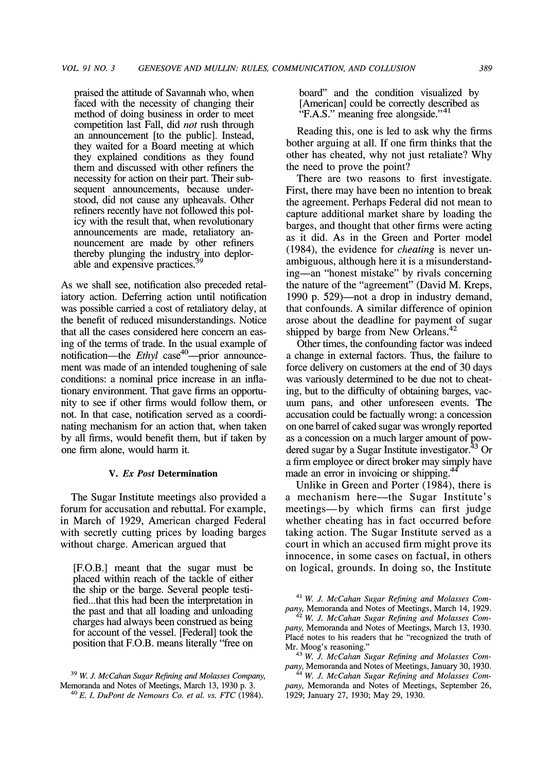praised the attitude of Savannah who, when faced with the necessity of changing their method of doing business in order to meet competition last Fall, did *not* rush through an announcement [to the public]. Instead, they waited for a Board meeting at which they explained conditions as they found them and discussed with other refiners the necessity for action on their part. Their subsequent announcements, because understood, did not cause any upheavals. Other refiners recently have not followed this policy with the result that, when revolutionary announcements are made, retaliatory announcement are made by other refiners thereby plunging the industry into deplorable and expensive practices.[39]

As we shall see, notification also preceded retaliatory action. Deferring action until notification was possible carried a cost of retaliatory delay, at the benefit of reduced misunderstandings. Notice that all the cases considered here concern an easing of the terms of trade. In the usual example of notification—the *Ethyl* case[40]—prior announcement was made of an intended toughening of sale conditions: a nominal price increase in an inflationary environment. That gave firms an opportunity to see if other firms would follow them, or not. In that case, notification served as a coordinating mechanism for an action that, when taken by all firms, would benefit them, but if taken by one firm alone, would harm it.

## V. *Ex Post* Determination

The Sugar Institute meetings also provided a forum for accusation and rebuttal. For example, in March of 1929, American charged Federal with secretly cutting prices by loading barges without charge. American argued that

> [F.O.B.] meant that the sugar must be placed within reach of the tackle of either the ship or the barge. Several people testified...that this had been the interpretation in the past and that all loading and unloading charges had always been construed as being for account of the vessel. [Federal] took the position that F.O.B. means literally "free on board" and the condition visualized by [American] could be correctly described as "F.A.S." meaning free alongside."[41]

Reading this, one is led to ask why the firms bother arguing at all. If one firm thinks that the other has cheated, why not just retaliate? Why the need to prove the point?

There are two reasons to first investigate. First, there may have been no intention to break the agreement. Perhaps Federal did not mean to capture additional market share by loading the barges, and thought that other firms were acting as it did. As in the Green and Porter model (1984), the evidence for *cheating* is never unambiguous, although here it is a misunderstanding—an "honest mistake" by rivals concerning the nature of the "agreement" (David M. Kreps, 1990 p. 529)—not a drop in industry demand, that confounds. A similar difference of opinion arose about the deadline for payment of sugar shipped by barge from New Orleans.[42]

Other times, the confounding factor was indeed a change in external factors. Thus, the failure to force delivery on customers at the end of 30 days was variously determined to be due not to cheating, but to the difficulty of obtaining barges, vacuum pans, and other unforeseen events. The accusation could be factually wrong: a concession on one barrel of caked sugar was wrongly reported as a concession on a much larger amount of powdered sugar by a Sugar Institute investigator.[43] Or a firm employee or direct broker may simply have made an error in invoicing or shipping.[44]

Unlike in Green and Porter (1984), there is a mechanism here—the Sugar Institute's meetings—by which firms can first judge whether cheating has in fact occurred before taking action. The Sugar Institute served as a court in which an accused firm might prove its innocence, in some cases on factual, in others on logical, grounds. In doing so, the Institute

---

[39] *W. J. McCahan Sugar Refining and Molasses Company*, Memoranda and Notes of Meetings, March 13, 1930 p. 3.

[40] *E. I. DuPont de Nemours Co. et al. vs. FTC* (1984).

[41] *W. J. McCahan Sugar Refining and Molasses Company*, Memoranda and Notes of Meetings, March 14, 1929.

[42] *W. J. McCahan Sugar Refining and Molasses Company*, Memoranda and Notes of Meetings, March 13, 1930. Placé notes to his readers that he "recognized the truth of Mr. Moog's reasoning."

[43] *W. J. McCahan Sugar Refining and Molasses Company*, Memoranda and Notes of Meetings, January 30, 1930.

[44] *W. J. McCahan Sugar Refining and Molasses Company*, Memoranda and Notes of Meetings, September 26, 1929; January 27, 1930; May 29, 1930.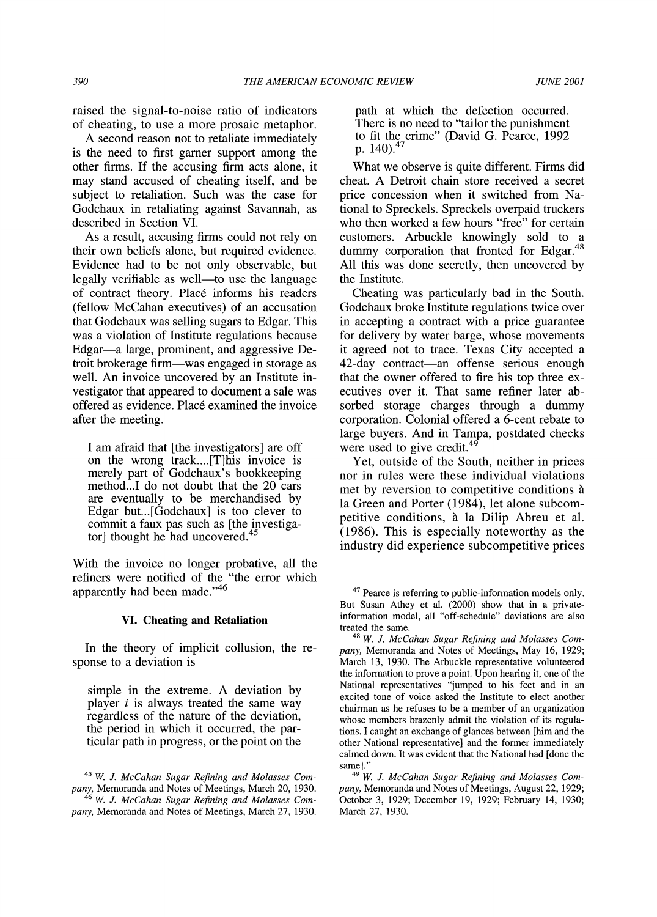raised the signal-to-noise ratio of indicators of cheating, to use a more prosaic metaphor.

A second reason not to retaliate immediately is the need to first garner support among the other firms. If the accusing firm acts alone, it may stand accused of cheating itself, and be subject to retaliation. Such was the case for Godchaux in retaliating against Savannah, as described in Section VI.

As a result, accusing firms could not rely on their own beliefs alone, but required evidence. Evidence had to be not only observable, but legally verifiable as well—to use the language of contract theory. Placé informs his readers (fellow McCahan executives) of an accusation that Godchaux was selling sugars to Edgar. This was a violation of Institute regulations because Edgar—a large, prominent, and aggressive Detroit brokerage firm—was engaged in storage as well. An invoice uncovered by an Institute investigator that appeared to document a sale was offered as evidence. Placé examined the invoice after the meeting.

> I am afraid that [the investigators] are off on the wrong track....[T]his invoice is merely part of Godchaux's bookkeeping method...I do not doubt that the 20 cars are eventually to be merchandised by Edgar but...[Godchaux] is too clever to commit a faux pas such as [the investigator] thought he had uncovered.[45]

With the invoice no longer probative, all the refiners were notified of the "the error which apparently had been made."[46]

## VI. Cheating and Retaliation

In the theory of implicit collusion, the response to a deviation is

> simple in the extreme. A deviation by player *i* is always treated the same way regardless of the nature of the deviation, the period in which it occurred, the particular path in progress, or the point on the path at which the defection occurred. There is no need to "tailor the punishment to fit the crime" (David G. Pearce, 1992 p. 140).[47]

What we observe is quite different. Firms did cheat. A Detroit chain store received a secret price concession when it switched from National to Spreckels. Spreckels overpaid truckers who then worked a few hours "free" for certain customers. Arbuckle knowingly sold to a dummy corporation that fronted for Edgar.[48] All this was done secretly, then uncovered by the Institute.

Cheating was particularly bad in the South. Godchaux broke Institute regulations twice over in accepting a contract with a price guarantee for delivery by water barge, whose movements it agreed not to trace. Texas City accepted a 42-day contract—an offense serious enough that the owner offered to fire his top three executives over it. That same refiner later absorbed storage charges through a dummy corporation. Colonial offered a 6-cent rebate to large buyers. And in Tampa, postdated checks were used to give credit.[49]

Yet, outside of the South, neither in prices nor in rules were these individual violations met by reversion to competitive conditions à la Green and Porter (1984), let alone subcompetitive conditions, à la Dilip Abreu et al. (1986). This is especially noteworthy as the industry did experience subcompetitive prices

---

[45] *W. J. McCahan Sugar Refining and Molasses Company,* Memoranda and Notes of Meetings, March 20, 1930.

[46] *W. J. McCahan Sugar Refining and Molasses Company,* Memoranda and Notes of Meetings, March 27, 1930.

[47] Pearce is referring to public-information models only. But Susan Athey et al. (2000) show that in a private-information model, all "off-schedule" deviations are also treated the same.

[48] *W. J. McCahan Sugar Refining and Molasses Company,* Memoranda and Notes of Meetings, May 16, 1929; March 13, 1930. The Arbuckle representative volunteered the information to prove a point. Upon hearing it, one of the National representatives "jumped to his feet and in an excited tone of voice asked the Institute to elect another chairman as he refuses to be a member of an organization whose members brazenly admit the violation of its regulations. I caught an exchange of glances between [him and the other National representative] and the former immediately calmed down. It was evident that the National had [done the same]."

[49] *W. J. McCahan Sugar Refining and Molasses Company,* Memoranda and Notes of Meetings, August 22, 1929; October 3, 1929; December 19, 1929; February 14, 1930; March 27, 1930.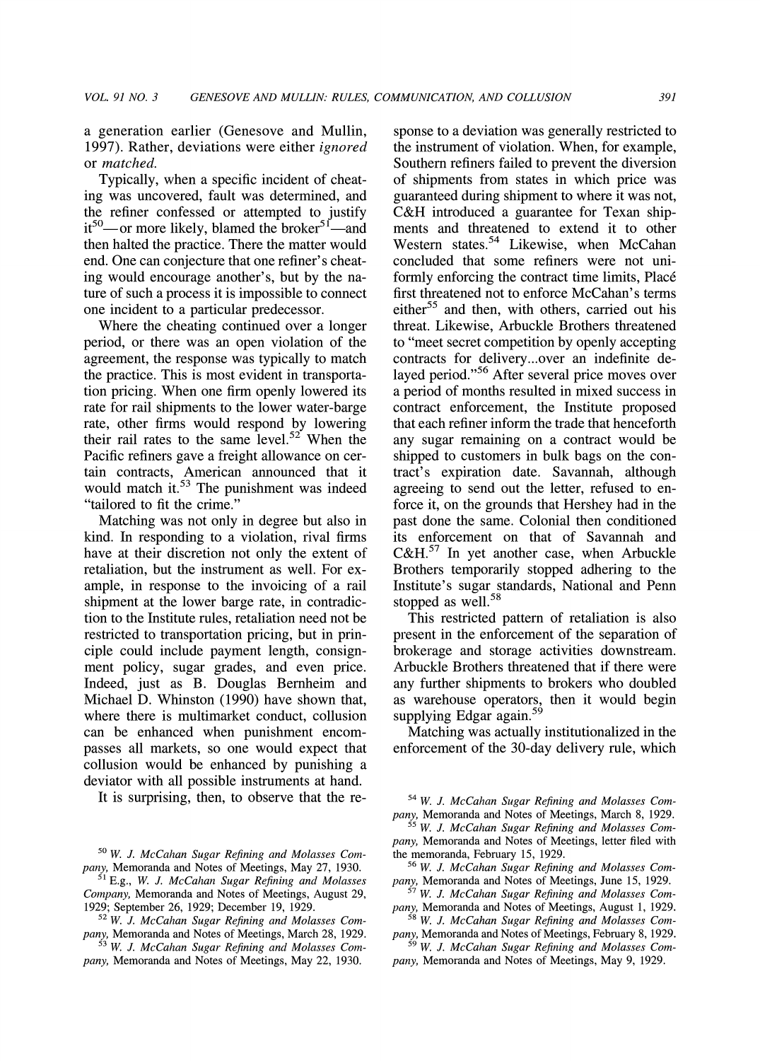a generation earlier (Genesove and Mullin, 1997). Rather, deviations were either *ignored* or *matched.*

Typically, when a specific incident of cheating was uncovered, fault was determined, and the refiner confessed or attempted to justify it[50]—or more likely, blamed the broker[51]—and then halted the practice. There the matter would end. One can conjecture that one refiner's cheating would encourage another's, but by the nature of such a process it is impossible to connect one incident to a particular predecessor.

Where the cheating continued over a longer period, or there was an open violation of the agreement, the response was typically to match the practice. This is most evident in transportation pricing. When one firm openly lowered its rate for rail shipments to the lower water-barge rate, other firms would respond by lowering their rail rates to the same level.[52] When the Pacific refiners gave a freight allowance on certain contracts, American announced that it would match it.[53] The punishment was indeed "tailored to fit the crime."

Matching was not only in degree but also in kind. In responding to a violation, rival firms have at their discretion not only the extent of retaliation, but the instrument as well. For example, in response to the invoicing of a rail shipment at the lower barge rate, in contradiction to the Institute rules, retaliation need not be restricted to transportation pricing, but in principle could include payment length, consignment policy, sugar grades, and even price. Indeed, just as B. Douglas Bernheim and Michael D. Whinston (1990) have shown that, where there is multimarket conduct, collusion can be enhanced when punishment encompasses all markets, so one would expect that collusion would be enhanced by punishing a deviator with all possible instruments at hand.

It is surprising, then, to observe that the response to a deviation was generally restricted to the instrument of violation. When, for example, Southern refiners failed to prevent the diversion of shipments from states in which price was guaranteed during shipment to where it was not, C&H introduced a guarantee for Texan shipments and threatened to extend it to other Western states.[54] Likewise, when McCahan concluded that some refiners were not uniformly enforcing the contract time limits, Placé first threatened not to enforce McCahan's terms either[55] and then, with others, carried out his threat. Likewise, Arbuckle Brothers threatened to "meet secret competition by openly accepting contracts for delivery...over an indefinite delayed period."[56] After several price moves over a period of months resulted in mixed success in contract enforcement, the Institute proposed that each refiner inform the trade that henceforth any sugar remaining on a contract would be shipped to customers in bulk bags on the contract's expiration date. Savannah, although agreeing to send out the letter, refused to enforce it, on the grounds that Hershey had in the past done the same. Colonial then conditioned its enforcement on that of Savannah and C&H.[57] In yet another case, when Arbuckle Brothers temporarily stopped adhering to the Institute's sugar standards, National and Penn stopped as well.[58]

This restricted pattern of retaliation is also present in the enforcement of the separation of brokerage and storage activities downstream. Arbuckle Brothers threatened that if there were any further shipments to brokers who doubled as warehouse operators, then it would begin supplying Edgar again.[59]

Matching was actually institutionalized in the enforcement of the 30-day delivery rule, which

---

[50] *W. J. McCahan Sugar Refining and Molasses Company,* Memoranda and Notes of Meetings, May 27, 1930.

[51] E.g., *W. J. McCahan Sugar Refining and Molasses Company,* Memoranda and Notes of Meetings, August 29, 1929; September 26, 1929; December 19, 1929.

[52] *W. J. McCahan Sugar Refining and Molasses Company,* Memoranda and Notes of Meetings, March 28, 1929.

[53] *W. J. McCahan Sugar Refining and Molasses Company,* Memoranda and Notes of Meetings, May 22, 1930.

[54] *W. J. McCahan Sugar Refining and Molasses Company,* Memoranda and Notes of Meetings, March 8, 1929.

[55] *W. J. McCahan Sugar Refining and Molasses Company,* Memoranda and Notes of Meetings, letter filed with the memoranda, February 15, 1929.

[56] *W. J. McCahan Sugar Refining and Molasses Company,* Memoranda and Notes of Meetings, June 15, 1929.

[57] *W. J. McCahan Sugar Refining and Molasses Company,* Memoranda and Notes of Meetings, August 1, 1929.

[58] *W. J. McCahan Sugar Refining and Molasses Company,* Memoranda and Notes of Meetings, February 8, 1929.

[59] *W. J. McCahan Sugar Refining and Molasses Company,* Memoranda and Notes of Meetings, May 9, 1929.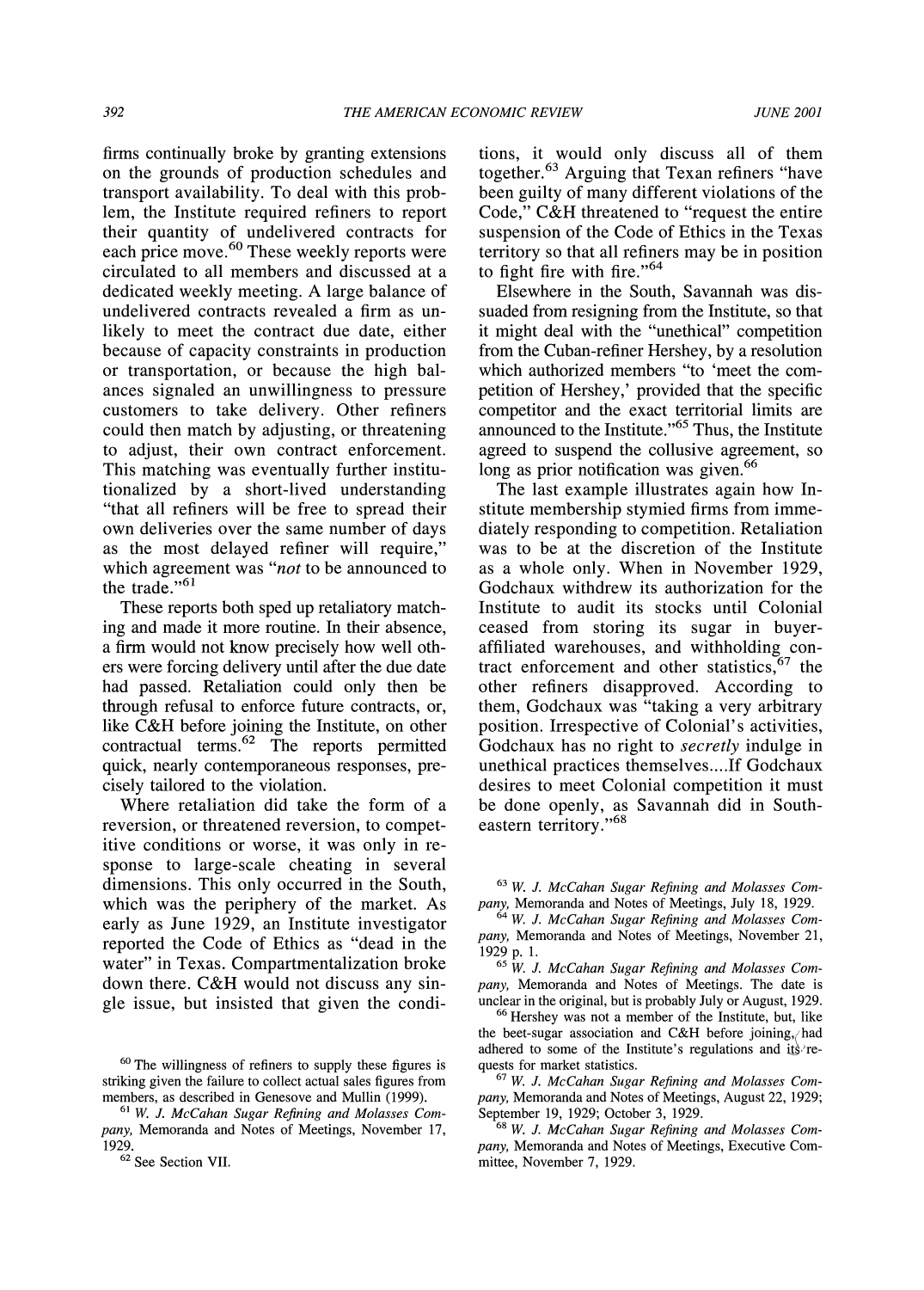firms continually broke by granting extensions on the grounds of production schedules and transport availability. To deal with this problem, the Institute required refiners to report their quantity of undelivered contracts for each price move.[60] These weekly reports were circulated to all members and discussed at a dedicated weekly meeting. A large balance of undelivered contracts revealed a firm as unlikely to meet the contract due date, either because of capacity constraints in production or transportation, or because the high balances signaled an unwillingness to pressure customers to take delivery. Other refiners could then match by adjusting, or threatening to adjust, their own contract enforcement. This matching was eventually further institutionalized by a short-lived understanding "that all refiners will be free to spread their own deliveries over the same number of days as the most delayed refiner will require," which agreement was "*not* to be announced to the trade."[61]

These reports both sped up retaliatory matching and made it more routine. In their absence, a firm would not know precisely how well others were forcing delivery until after the due date had passed. Retaliation could only then be through refusal to enforce future contracts, or, like C&H before joining the Institute, on other contractual terms.[62] The reports permitted quick, nearly contemporaneous responses, precisely tailored to the violation.

Where retaliation did take the form of a reversion, or threatened reversion, to competitive conditions or worse, it was only in response to large-scale cheating in several dimensions. This only occurred in the South, which was the periphery of the market. As early as June 1929, an Institute investigator reported the Code of Ethics as "dead in the water" in Texas. Compartmentalization broke down there. C&H would not discuss any single issue, but insisted that given the conditions, it would only discuss all of them together.[63] Arguing that Texan refiners "have been guilty of many different violations of the Code," C&H threatened to "request the entire suspension of the Code of Ethics in the Texas territory so that all refiners may be in position to fight fire with fire."[64]

Elsewhere in the South, Savannah was dissuaded from resigning from the Institute, so that it might deal with the "unethical" competition from the Cuban-refiner Hershey, by a resolution which authorized members "to 'meet the competition of Hershey,' provided that the specific competitor and the exact territorial limits are announced to the Institute."[65] Thus, the Institute agreed to suspend the collusive agreement, so long as prior notification was given.[66]

The last example illustrates again how Institute membership stymied firms from immediately responding to competition. Retaliation was to be at the discretion of the Institute as a whole only. When in November 1929, Godchaux withdrew its authorization for the Institute to audit its stocks until Colonial ceased from storing its sugar in buyer-affiliated warehouses, and withholding contract enforcement and other statistics,[67] the other refiners disapproved. According to them, Godchaux was "taking a very arbitrary position. Irrespective of Colonial's activities, Godchaux has no right to *secretly* indulge in unethical practices themselves....If Godchaux desires to meet Colonial competition it must be done openly, as Savannah did in Southeastern territory."[68]

---

[60] The willingness of refiners to supply these figures is striking given the failure to collect actual sales figures from members, as described in Genesove and Mullin (1999).

[61] *W. J. McCahan Sugar Refining and Molasses Company,* Memoranda and Notes of Meetings, November 17, 1929.

[62] See Section VII.

[63] *W. J. McCahan Sugar Refining and Molasses Company,* Memoranda and Notes of Meetings, July 18, 1929.

[64] *W. J. McCahan Sugar Refining and Molasses Company,* Memoranda and Notes of Meetings, November 21, 1929 p. 1.

[65] *W. J. McCahan Sugar Refining and Molasses Company,* Memoranda and Notes of Meetings. The date is unclear in the original, but is probably July or August, 1929.

[66] Hershey was not a member of the Institute, but, like the beet-sugar association and C&H before joining, had adhered to some of the Institute's regulations and its requests for market statistics.

[67] *W. J. McCahan Sugar Refining and Molasses Company,* Memoranda and Notes of Meetings, August 22, 1929; September 19, 1929; October 3, 1929.

[68] *W. J. McCahan Sugar Refining and Molasses Company,* Memoranda and Notes of Meetings, Executive Committee, November 7, 1929.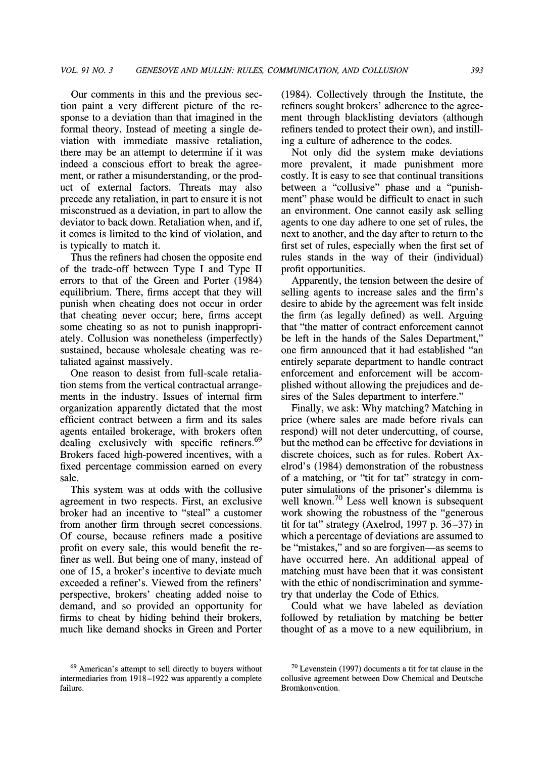Our comments in this and the previous section paint a very different picture of the response to a deviation than that imagined in the formal theory. Instead of meeting a single deviation with immediate massive retaliation, there may be an attempt to determine if it was indeed a conscious effort to break the agreement, or rather a misunderstanding, or the product of external factors. Threats may also precede any retaliation, in part to ensure it is not misconstrued as a deviation, in part to allow the deviator to back down. Retaliation when, and if, it comes is limited to the kind of violation, and is typically to match it.

Thus the refiners had chosen the opposite end of the trade-off between Type I and Type II errors to that of the Green and Porter (1984) equilibrium. There, firms accept that they will punish when cheating does not occur in order that cheating never occur; here, firms accept some cheating so as not to punish inappropriately. Collusion was nonetheless (imperfectly) sustained, because wholesale cheating was retaliated against massively.

One reason to desist from full-scale retaliation stems from the vertical contractual arrangements in the industry. Issues of internal firm organization apparently dictated that the most efficient contract between a firm and its sales agents entailed brokerage, with brokers often dealing exclusively with specific refiners.[69] Brokers faced high-powered incentives, with a fixed percentage commission earned on every sale.

This system was at odds with the collusive agreement in two respects. First, an exclusive broker had an incentive to "steal" a customer from another firm through secret concessions. Of course, because refiners made a positive profit on every sale, this would benefit the refiner as well. But being one of many, instead of one of 15, a broker's incentive to deviate much exceeded a refiner's. Viewed from the refiners' perspective, brokers' cheating added noise to demand, and so provided an opportunity for firms to cheat by hiding behind their brokers, much like demand shocks in Green and Porter (1984). Collectively through the Institute, the refiners sought brokers' adherence to the agreement through blacklisting deviators (although refiners tended to protect their own), and instilling a culture of adherence to the codes.

Not only did the system make deviations more prevalent, it made punishment more costly. It is easy to see that continual transitions between a "collusive" phase and a "punishment" phase would be difficult to enact in such an environment. One cannot easily ask selling agents to one day adhere to one set of rules, the next to another, and the day after to return to the first set of rules, especially when the first set of rules stands in the way of their (individual) profit opportunities.

Apparently, the tension between the desire of selling agents to increase sales and the firm's desire to abide by the agreement was felt inside the firm (as legally defined) as well. Arguing that "the matter of contract enforcement cannot be left in the hands of the Sales Department," one firm announced that it had established "an entirely separate department to handle contract enforcement and enforcement will be accomplished without allowing the prejudices and desires of the Sales department to interfere."

Finally, we ask: Why matching? Matching in price (where sales are made before rivals can respond) will not deter undercutting, of course, but the method can be effective for deviations in discrete choices, such as for rules. Robert Axelrod's (1984) demonstration of the robustness of a matching, or "tit for tat" strategy in computer simulations of the prisoner's dilemma is well known.[70] Less well known is subsequent work showing the robustness of the "generous tit for tat" strategy (Axelrod, 1997 p. 36–37) in which a percentage of deviations are assumed to be "mistakes," and so are forgiven—as seems to have occurred here. An additional appeal of matching must have been that it was consistent with the ethic of nondiscrimination and symmetry that underlay the Code of Ethics.

Could what we have labeled as deviation followed by retaliation by matching be better thought of as a move to a new equilibrium, in

[69] American's attempt to sell directly to buyers without intermediaries from 1918–1922 was apparently a complete failure.

[70] Levenstein (1997) documents a tit for tat clause in the collusive agreement between Dow Chemical and Deutsche Bromkonvention.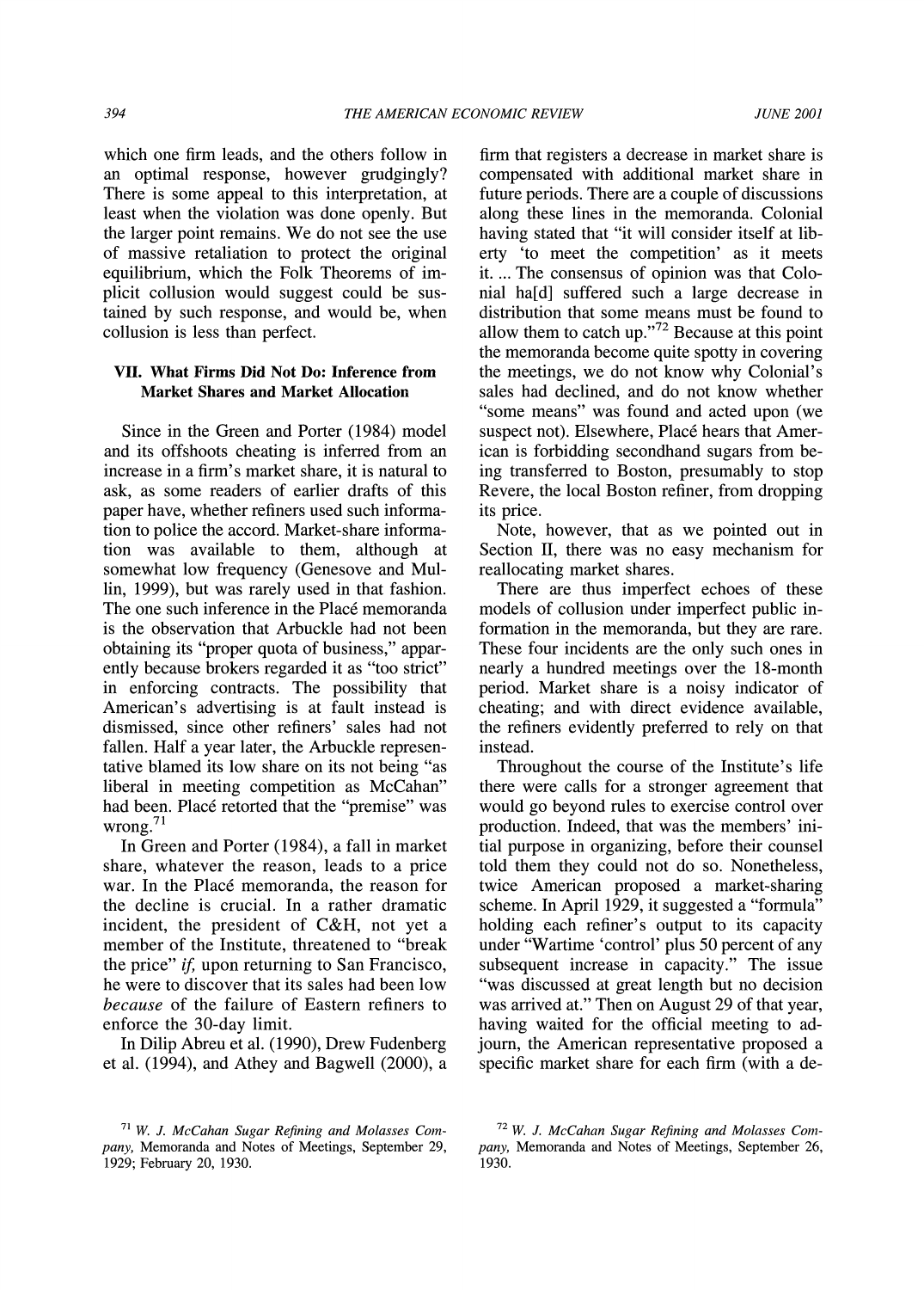which one firm leads, and the others follow in an optimal response, however grudgingly? There is some appeal to this interpretation, at least when the violation was done openly. But the larger point remains. We do not see the use of massive retaliation to protect the original equilibrium, which the Folk Theorems of implicit collusion would suggest could be sustained by such response, and would be, when collusion is less than perfect.

## VII. What Firms Did Not Do: Inference from Market Shares and Market Allocation

Since in the Green and Porter (1984) model and its offshoots cheating is inferred from an increase in a firm's market share, it is natural to ask, as some readers of earlier drafts of this paper have, whether refiners used such information to police the accord. Market-share information was available to them, although at somewhat low frequency (Genesove and Mullin, 1999), but was rarely used in that fashion. The one such inference in the Placé memoranda is the observation that Arbuckle had not been obtaining its "proper quota of business," apparently because brokers regarded it as "too strict" in enforcing contracts. The possibility that American's advertising is at fault instead is dismissed, since other refiners' sales had not fallen. Half a year later, the Arbuckle representative blamed its low share on its not being "as liberal in meeting competition as McCahan" had been. Placé retorted that the "premise" was wrong.[71]

In Green and Porter (1984), a fall in market share, whatever the reason, leads to a price war. In the Placé memoranda, the reason for the decline is crucial. In a rather dramatic incident, the president of C&H, not yet a member of the Institute, threatened to "break the price" *if*, upon returning to San Francisco, he were to discover that its sales had been low *because* of the failure of Eastern refiners to enforce the 30-day limit.

In Dilip Abreu et al. (1990), Drew Fudenberg et al. (1994), and Athey and Bagwell (2000), a firm that registers a decrease in market share is compensated with additional market share in future periods. There are a couple of discussions along these lines in the memoranda. Colonial having stated that "it will consider itself at liberty 'to meet the competition' as it meets it. ... The consensus of opinion was that Colonial ha[d] suffered such a large decrease in distribution that some means must be found to allow them to catch up."[72] Because at this point the memoranda become quite spotty in covering the meetings, we do not know why Colonial's sales had declined, and do not know whether "some means" was found and acted upon (we suspect not). Elsewhere, Placé hears that American is forbidding secondhand sugars from being transferred to Boston, presumably to stop Revere, the local Boston refiner, from dropping its price.

Note, however, that as we pointed out in Section II, there was no easy mechanism for reallocating market shares.

There are thus imperfect echoes of these models of collusion under imperfect public information in the memoranda, but they are rare. These four incidents are the only such ones in nearly a hundred meetings over the 18-month period. Market share is a noisy indicator of cheating; and with direct evidence available, the refiners evidently preferred to rely on that instead.

Throughout the course of the Institute's life there were calls for a stronger agreement that would go beyond rules to exercise control over production. Indeed, that was the members' initial purpose in organizing, before their counsel told them they could not do so. Nonetheless, twice American proposed a market-sharing scheme. In April 1929, it suggested a "formula" holding each refiner's output to its capacity under "Wartime 'control' plus 50 percent of any subsequent increase in capacity." The issue "was discussed at great length but no decision was arrived at." Then on August 29 of that year, having waited for the official meeting to adjourn, the American representative proposed a specific market share for each firm (with a de-

---

[71] *W. J. McCahan Sugar Refining and Molasses Company,* Memoranda and Notes of Meetings, September 29, 1929; February 20, 1930.

[72] *W. J. McCahan Sugar Refining and Molasses Company,* Memoranda and Notes of Meetings, September 26, 1930.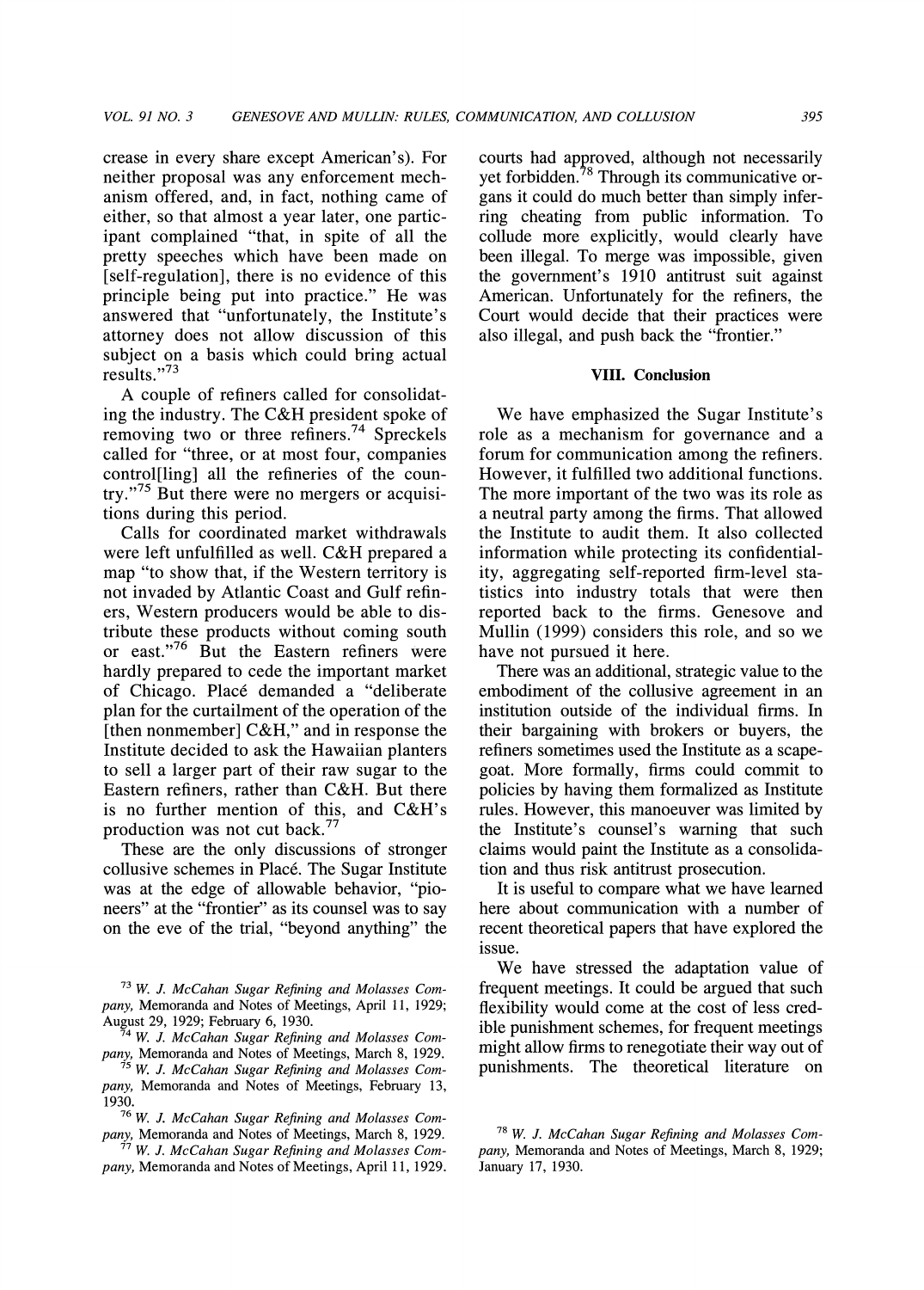crease in every share except American's). For neither proposal was any enforcement mechanism offered, and, in fact, nothing came of either, so that almost a year later, one participant complained "that, in spite of all the pretty speeches which have been made on [self-regulation], there is no evidence of this principle being put into practice." He was answered that "unfortunately, the Institute's attorney does not allow discussion of this subject on a basis which could bring actual results."[73]

A couple of refiners called for consolidating the industry. The C&H president spoke of removing two or three refiners.[74] Spreckels called for "three, or at most four, companies control[ling] all the refineries of the country."[75] But there were no mergers or acquisitions during this period.

Calls for coordinated market withdrawals were left unfulfilled as well. C&H prepared a map "to show that, if the Western territory is not invaded by Atlantic Coast and Gulf refiners, Western producers would be able to distribute these products without coming south or east."[76] But the Eastern refiners were hardly prepared to cede the important market of Chicago. Placé demanded a "deliberate plan for the curtailment of the operation of the [then nonmember] C&H," and in response the Institute decided to ask the Hawaiian planters to sell a larger part of their raw sugar to the Eastern refiners, rather than C&H. But there is no further mention of this, and C&H's production was not cut back.[77]

These are the only discussions of stronger collusive schemes in Placé. The Sugar Institute was at the edge of allowable behavior, "pioneers" at the "frontier" as its counsel was to say on the eve of the trial, "beyond anything" the courts had approved, although not necessarily yet forbidden.[78] Through its communicative organs it could do much better than simply inferring cheating from public information. To collude more explicitly, would clearly have been illegal. To merge was impossible, given the government's 1910 antitrust suit against American. Unfortunately for the refiners, the Court would decide that their practices were also illegal, and push back the "frontier."

## VIII. Conclusion

We have emphasized the Sugar Institute's role as a mechanism for governance and a forum for communication among the refiners. However, it fulfilled two additional functions. The more important of the two was its role as a neutral party among the firms. That allowed the Institute to audit them. It also collected information while protecting its confidentiality, aggregating self-reported firm-level statistics into industry totals that were then reported back to the firms. Genesove and Mullin (1999) considers this role, and so we have not pursued it here.

There was an additional, strategic value to the embodiment of the collusive agreement in an institution outside of the individual firms. In their bargaining with brokers or buyers, the refiners sometimes used the Institute as a scapegoat. More formally, firms could commit to policies by having them formalized as Institute rules. However, this manoeuver was limited by the Institute's counsel's warning that such claims would paint the Institute as a consolidation and thus risk antitrust prosecution.

It is useful to compare what we have learned here about communication with a number of recent theoretical papers that have explored the issue.

We have stressed the adaptation value of frequent meetings. It could be argued that such flexibility would come at the cost of less credible punishment schemes, for frequent meetings might allow firms to renegotiate their way out of punishments. The theoretical literature on

---

[73] *W. J. McCahan Sugar Refining and Molasses Company,* Memoranda and Notes of Meetings, April 11, 1929; August 29, 1929; February 6, 1930.

[74] *W. J. McCahan Sugar Refining and Molasses Company,* Memoranda and Notes of Meetings, March 8, 1929.

[75] *W. J. McCahan Sugar Refining and Molasses Company,* Memoranda and Notes of Meetings, February 13, 1930.

[76] *W. J. McCahan Sugar Refining and Molasses Company,* Memoranda and Notes of Meetings, March 8, 1929.

[77] *W. J. McCahan Sugar Refining and Molasses Company,* Memoranda and Notes of Meetings, April 11, 1929.

[78] *W. J. McCahan Sugar Refining and Molasses Company,* Memoranda and Notes of Meetings, March 8, 1929; January 17, 1930.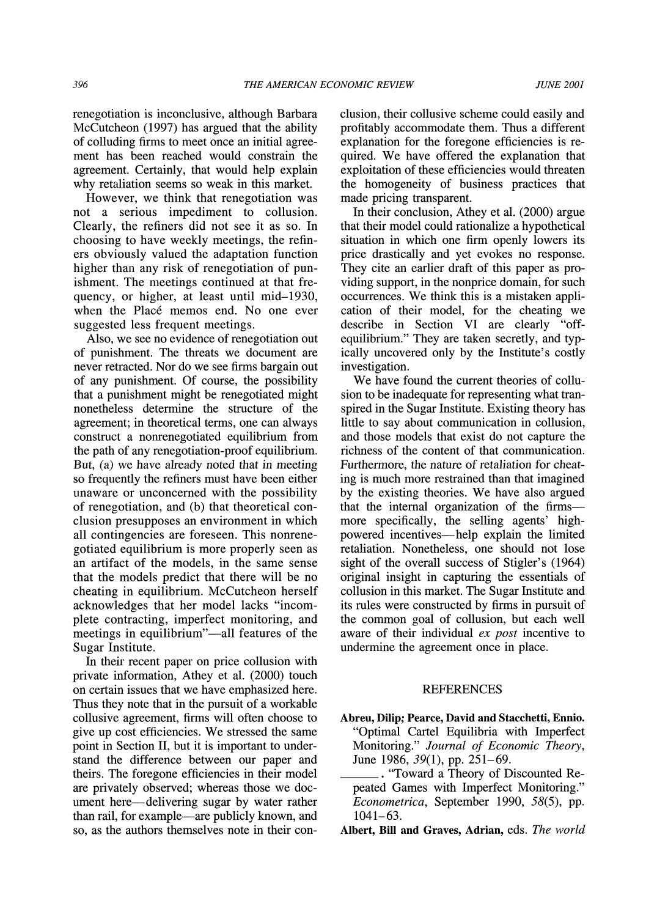renegotiation is inconclusive, although Barbara McCutcheon (1997) has argued that the ability of colluding firms to meet once an initial agreement has been reached would constrain the agreement. Certainly, that would help explain why retaliation seems so weak in this market.

However, we think that renegotiation was not a serious impediment to collusion. Clearly, the refiners did not see it as so. In choosing to have weekly meetings, the refiners obviously valued the adaptation function higher than any risk of renegotiation of punishment. The meetings continued at that frequency, or higher, at least until mid–1930, when the Placé memos end. No one ever suggested less frequent meetings.

Also, we see no evidence of renegotiation out of punishment. The threats we document are never retracted. Nor do we see firms bargain out of any punishment. Of course, the possibility that a punishment might be renegotiated might nonetheless determine the structure of the agreement; in theoretical terms, one can always construct a nonrenegotiated equilibrium from the path of any renegotiation-proof equilibrium. But, (a) we have already noted that in meeting so frequently the refiners must have been either unaware or unconcerned with the possibility of renegotiation, and (b) that theoretical conclusion presupposes an environment in which all contingencies are foreseen. This nonrenegotiated equilibrium is more properly seen as an artifact of the models, in the same sense that the models predict that there will be no cheating in equilibrium. McCutcheon herself acknowledges that her model lacks "incomplete contracting, imperfect monitoring, and meetings in equilibrium"—all features of the Sugar Institute.

In their recent paper on price collusion with private information, Athey et al. (2000) touch on certain issues that we have emphasized here. Thus they note that in the pursuit of a workable collusive agreement, firms will often choose to give up cost efficiencies. We stressed the same point in Section II, but it is important to understand the difference between our paper and theirs. The foregone efficiencies in their model are privately observed; whereas those we document here—delivering sugar by water rather than rail, for example—are publicly known, and so, as the authors themselves note in their conclusion, their collusive scheme could easily and profitably accommodate them. Thus a different explanation for the foregone efficiencies is required. We have offered the explanation that exploitation of these efficiencies would threaten the homogeneity of business practices that made pricing transparent.

In their conclusion, Athey et al. (2000) argue that their model could rationalize a hypothetical situation in which one firm openly lowers its price drastically and yet evokes no response. They cite an earlier draft of this paper as providing support, in the nonprice domain, for such occurrences. We think this is a mistaken application of their model, for the cheating we describe in Section VI are clearly "off-equilibrium." They are taken secretly, and typically uncovered only by the Institute's costly investigation.

We have found the current theories of collusion to be inadequate for representing what transpired in the Sugar Institute. Existing theory has little to say about communication in collusion, and those models that exist do not capture the richness of the content of that communication. Furthermore, the nature of retaliation for cheating is much more restrained than that imagined by the existing theories. We have also argued that the internal organization of the firms—more specifically, the selling agents' high-powered incentives—help explain the limited retaliation. Nonetheless, one should not lose sight of the overall success of Stigler's (1964) original insight in capturing the essentials of collusion in this market. The Sugar Institute and its rules were constructed by firms in pursuit of the common goal of collusion, but each well aware of their individual *ex post* incentive to undermine the agreement once in place.

## REFERENCES

**Abreu, Dilip; Pearce, David and Stacchetti, Ennio.** "Optimal Cartel Equilibria with Imperfect Monitoring." *Journal of Economic Theory*, June 1986, *39*(1), pp. 251–69.

______. "Toward a Theory of Discounted Repeated Games with Imperfect Monitoring." *Econometrica*, September 1990, *58*(5), pp. 1041–63.

**Albert, Bill and Graves, Adrian,** eds. *The world*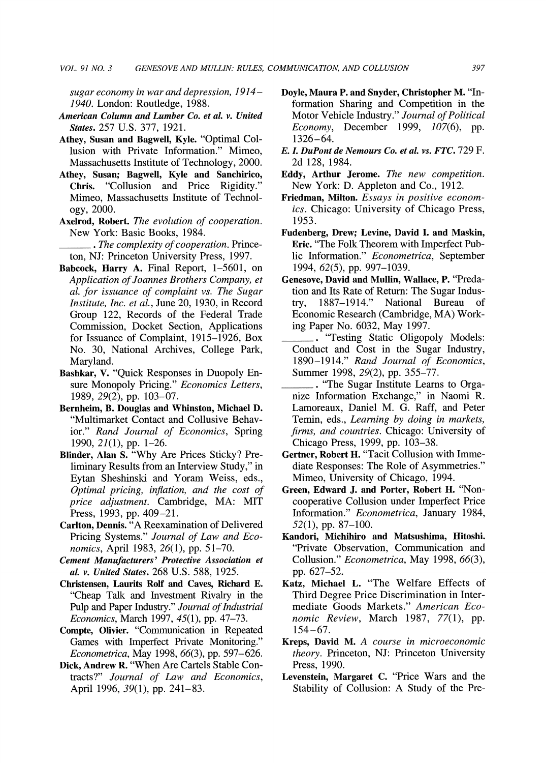*sugar economy in war and depression, 1914–1940*. London: Routledge, 1988.

***American Column and Lumber Co. et al. v. United States***. 257 U.S. 377, 1921.

**Athey, Susan and Bagwell, Kyle.** "Optimal Collusion with Private Information." Mimeo, Massachusetts Institute of Technology, 2000.

**Athey, Susan; Bagwell, Kyle and Sanchirico, Chris.** "Collusion and Price Rigidity." Mimeo, Massachusetts Institute of Technology, 2000.

**Axelrod, Robert.** *The evolution of cooperation*. New York: Basic Books, 1984.

______. *The complexity of cooperation*. Princeton, NJ: Princeton University Press, 1997.

**Babcock, Harry A.** Final Report, 1–5601, on *Application of Joannes Brothers Company, et al. for issuance of complaint vs. The Sugar Institute, Inc. et al.*, June 20, 1930, in Record Group 122, Records of the Federal Trade Commission, Docket Section, Applications for Issuance of Complaint, 1915–1926, Box No. 30, National Archives, College Park, Maryland.

**Bashkar, V.** "Quick Responses in Duopoly Ensure Monopoly Pricing." *Economics Letters*, 1989, *29*(2), pp. 103–07.

**Bernheim, B. Douglas and Whinston, Michael D.** "Multimarket Contact and Collusive Behavior." *Rand Journal of Economics*, Spring 1990, *21*(1), pp. 1–26.

**Blinder, Alan S.** "Why Are Prices Sticky? Preliminary Results from an Interview Study," in Eytan Sheshinski and Yoram Weiss, eds., *Optimal pricing, inflation, and the cost of price adjustment*. Cambridge, MA: MIT Press, 1993, pp. 409–21.

**Carlton, Dennis.** "A Reexamination of Delivered Pricing Systems." *Journal of Law and Economics*, April 1983, *26*(1), pp. 51–70.

***Cement Manufacturers' Protective Association et al. v. United States***. 268 U.S. 588, 1925.

**Christensen, Laurits Rolf and Caves, Richard E.** "Cheap Talk and Investment Rivalry in the Pulp and Paper Industry." *Journal of Industrial Economics*, March 1997, *45*(1), pp. 47–73.

**Compte, Olivier.** "Communication in Repeated Games with Imperfect Private Monitoring." *Econometrica*, May 1998, *66*(3), pp. 597–626.

**Dick, Andrew R.** "When Are Cartels Stable Contracts?" *Journal of Law and Economics*, April 1996, *39*(1), pp. 241–83.

**Doyle, Maura P. and Snyder, Christopher M.** "Information Sharing and Competition in the Motor Vehicle Industry." *Journal of Political Economy*, December 1999, *107*(6), pp. 1326–64.

***E. I. DuPont de Nemours Co. et al. vs. FTC***. 729 F. 2d 128, 1984.

**Eddy, Arthur Jerome.** *The new competition*. New York: D. Appleton and Co., 1912.

**Friedman, Milton.** *Essays in positive economics*. Chicago: University of Chicago Press, 1953.

**Fudenberg, Drew; Levine, David I. and Maskin, Eric.** "The Folk Theorem with Imperfect Public Information." *Econometrica*, September 1994, *62*(5), pp. 997–1039.

**Genesove, David and Mullin, Wallace, P.** "Predation and Its Rate of Return: The Sugar Industry, 1887–1914." National Bureau of Economic Research (Cambridge, MA) Working Paper No. 6032, May 1997.

______. "Testing Static Oligopoly Models: Conduct and Cost in the Sugar Industry, 1890–1914." *Rand Journal of Economics*, Summer 1998, *29*(2), pp. 355–77.

______. "The Sugar Institute Learns to Organize Information Exchange," in Naomi R. Lamoreaux, Daniel M. G. Raff, and Peter Temin, eds., *Learning by doing in markets, firms, and countries*. Chicago: University of Chicago Press, 1999, pp. 103–38.

**Gertner, Robert H.** "Tacit Collusion with Immediate Responses: The Role of Asymmetries." Mimeo, University of Chicago, 1994.

**Green, Edward J. and Porter, Robert H.** "Noncooperative Collusion under Imperfect Price Information." *Econometrica*, January 1984, *52*(1), pp. 87–100.

**Kandori, Michihiro and Matsushima, Hitoshi.** "Private Observation, Communication and Collusion." *Econometrica*, May 1998, *66*(3), pp. 627–52.

**Katz, Michael L.** "The Welfare Effects of Third Degree Price Discrimination in Intermediate Goods Markets." *American Economic Review*, March 1987, *77*(1), pp. 154–67.

**Kreps, David M.** *A course in microeconomic theory*. Princeton, NJ: Princeton University Press, 1990.

**Levenstein, Margaret C.** "Price Wars and the Stability of Collusion: A Study of the Pre-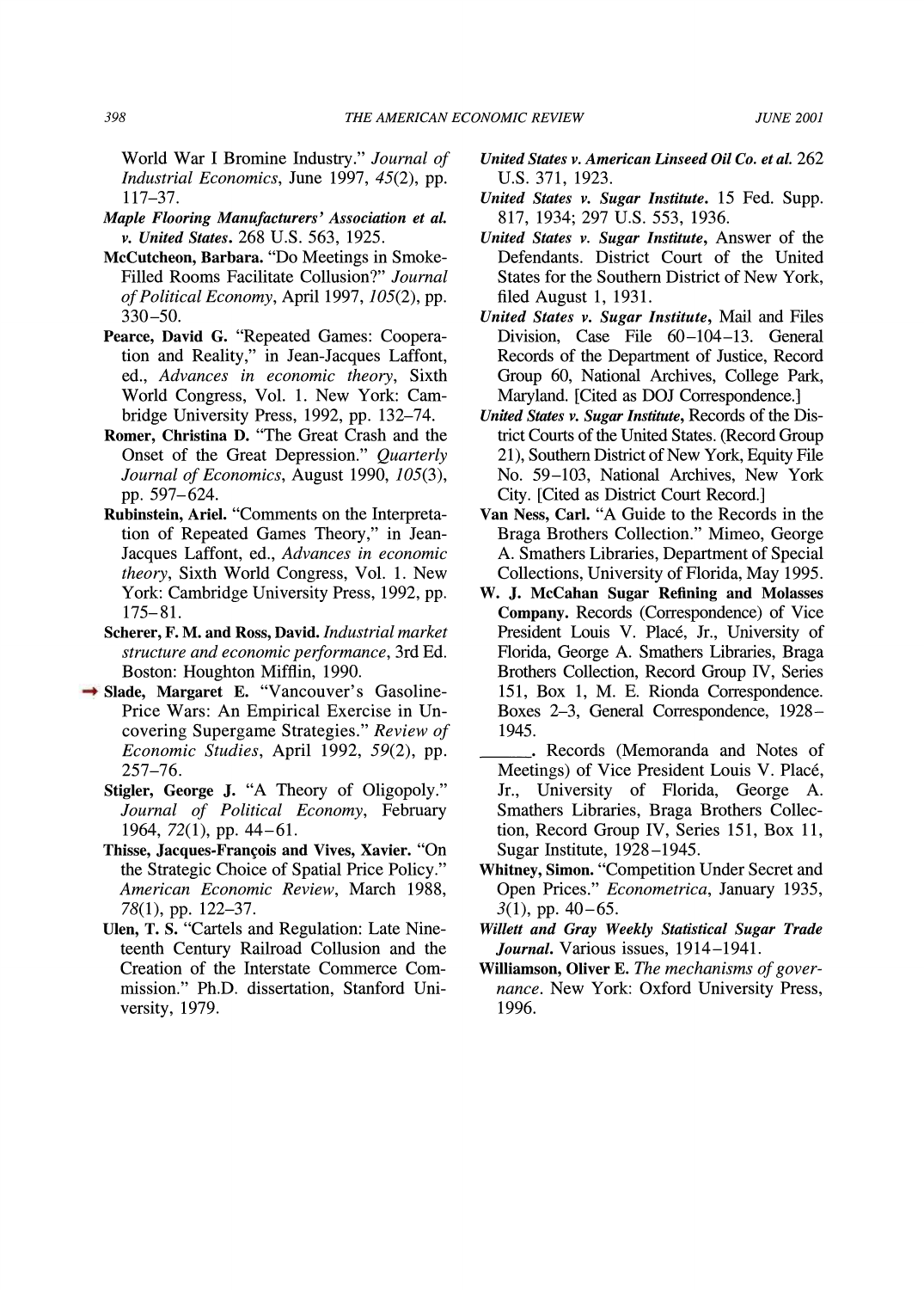World War I Bromine Industry." *Journal of Industrial Economics*, June 1997, *45*(2), pp. 117–37.

***Maple Flooring Manufacturers' Association et al. v. United States*.** 268 U.S. 563, 1925.

**McCutcheon, Barbara.** "Do Meetings in Smoke-Filled Rooms Facilitate Collusion?" *Journal of Political Economy*, April 1997, *105*(2), pp. 330–50.

**Pearce, David G.** "Repeated Games: Cooperation and Reality," in Jean-Jacques Laffont, ed., *Advances in economic theory*, Sixth World Congress, Vol. 1. New York: Cambridge University Press, 1992, pp. 132–74.

**Romer, Christina D.** "The Great Crash and the Onset of the Great Depression." *Quarterly Journal of Economics*, August 1990, *105*(3), pp. 597–624.

**Rubinstein, Ariel.** "Comments on the Interpretation of Repeated Games Theory," in Jean-Jacques Laffont, ed., *Advances in economic theory*, Sixth World Congress, Vol. 1. New York: Cambridge University Press, 1992, pp. 175–81.

**Scherer, F. M. and Ross, David.** *Industrial market structure and economic performance*, 3rd Ed. Boston: Houghton Mifflin, 1990.

**Slade, Margaret E.** "Vancouver's Gasoline-Price Wars: An Empirical Exercise in Uncovering Supergame Strategies." *Review of Economic Studies*, April 1992, *59*(2), pp. 257–76.

**Stigler, George J.** "A Theory of Oligopoly." *Journal of Political Economy*, February 1964, *72*(1), pp. 44–61.

**Thisse, Jacques-François and Vives, Xavier.** "On the Strategic Choice of Spatial Price Policy." *American Economic Review*, March 1988, *78*(1), pp. 122–37.

**Ulen, T. S.** "Cartels and Regulation: Late Nineteenth Century Railroad Collusion and the Creation of the Interstate Commerce Commission." Ph.D. dissertation, Stanford University, 1979.

***United States v. American Linseed Oil Co. et al.*** 262 U.S. 371, 1923.

***United States v. Sugar Institute*.** 15 Fed. Supp. 817, 1934; 297 U.S. 553, 1936.

***United States v. Sugar Institute*,** Answer of the Defendants. District Court of the United States for the Southern District of New York, filed August 1, 1931.

***United States v. Sugar Institute*,** Mail and Files Division, Case File 60–104–13. General Records of the Department of Justice, Record Group 60, National Archives, College Park, Maryland. [Cited as DOJ Correspondence.]

***United States v. Sugar Institute*,** Records of the District Courts of the United States. (Record Group 21), Southern District of New York, Equity File No. 59–103, National Archives, New York City. [Cited as District Court Record.]

**Van Ness, Carl.** "A Guide to the Records in the Braga Brothers Collection." Mimeo, George A. Smathers Libraries, Department of Special Collections, University of Florida, May 1995.

**W. J. McCahan Sugar Refining and Molasses Company.** Records (Correspondence) of Vice President Louis V. Placé, Jr., University of Florida, George A. Smathers Libraries, Braga Brothers Collection, Record Group IV, Series 151, Box 1, M. E. Rionda Correspondence. Boxes 2–3, General Correspondence, 1928–1945.

______. Records (Memoranda and Notes of Meetings) of Vice President Louis V. Placé, Jr., University of Florida, George A. Smathers Libraries, Braga Brothers Collection, Record Group IV, Series 151, Box 11, Sugar Institute, 1928–1945.

**Whitney, Simon.** "Competition Under Secret and Open Prices." *Econometrica*, January 1935, *3*(1), pp. 40–65.

***Willett and Gray Weekly Statistical Sugar Trade Journal*.** Various issues, 1914–1941.

**Williamson, Oliver E.** *The mechanisms of governance*. New York: Oxford University Press, 1996.